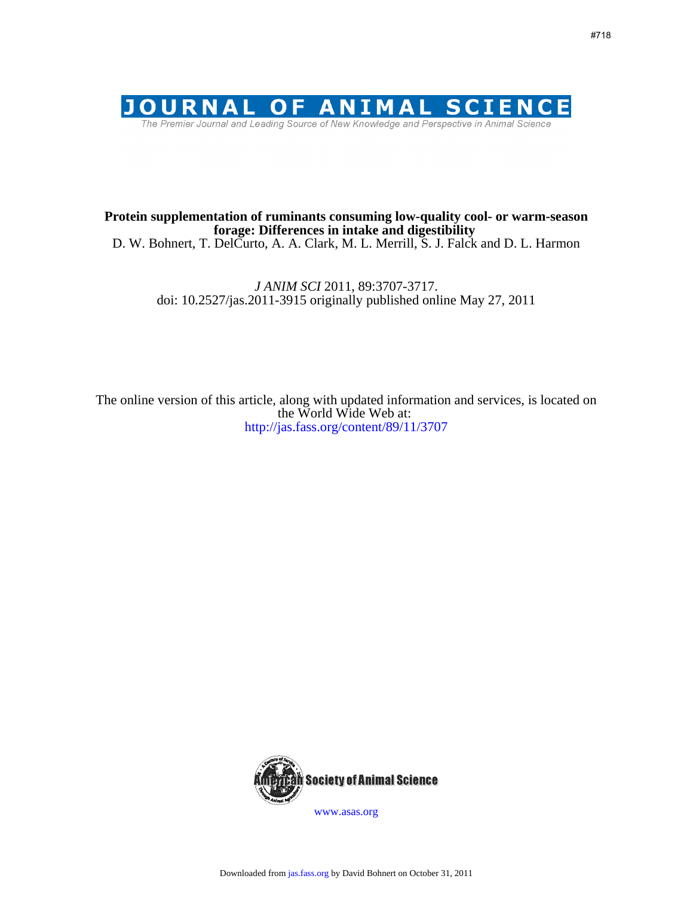#718

# JOURNAL OF ANIMAL SCIENCE

The Premier Journal and Leading Source of New Knowledge and Perspective in Animal Science

**Protein supplementation of ruminants consuming low-quality cool- or warm-season forage: Differences in intake and digestibility**

D. W. Bohnert, T. DelCurto, A. A. Clark, M. L. Merrill, S. J. Falck and D. L. Harmon

*J ANIM SCI* 2011, 89:3707-3717.
doi: 10.2527/jas.2011-3915 originally published online May 27, 2011

The online version of this article, along with updated information and services, is located on the World Wide Web at:
http://jas.fass.org/content/89/11/3707

American Society of Animal Science

www.asas.org

Downloaded from jas.fass.org by David Bohnert on October 31, 2011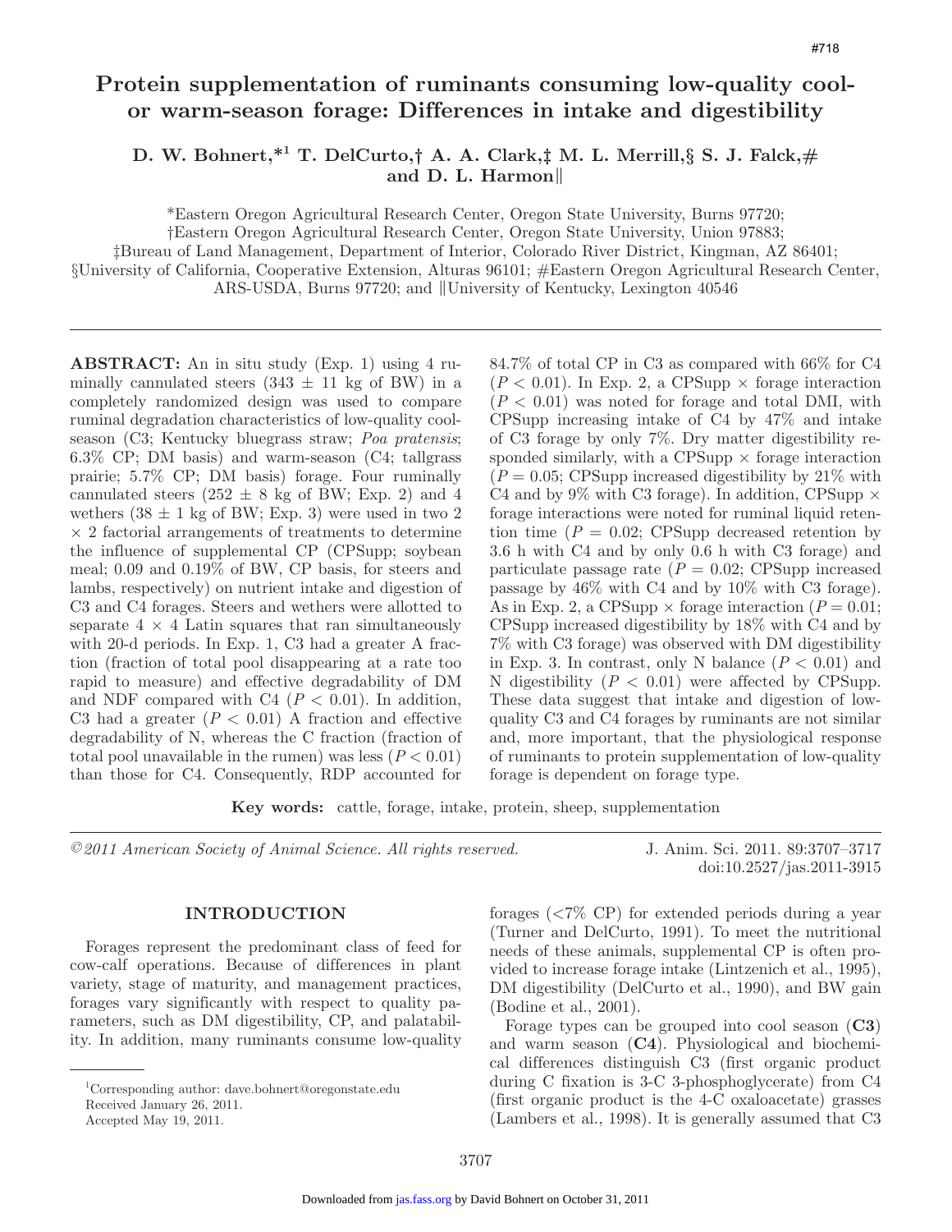# Protein supplementation of ruminants consuming low-quality cool- or warm-season forage: Differences in intake and digestibility

**D. W. Bohnert,*[1] T. DelCurto,† A. A. Clark,‡ M. L. Merrill,§ S. J. Falck,# and D. L. Harmon‖**

*Eastern Oregon Agricultural Research Center, Oregon State University, Burns 97720;
†Eastern Oregon Agricultural Research Center, Oregon State University, Union 97883;
‡Bureau of Land Management, Department of Interior, Colorado River District, Kingman, AZ 86401;
§University of California, Cooperative Extension, Alturas 96101; #Eastern Oregon Agricultural Research Center, ARS-USDA, Burns 97720; and ‖University of Kentucky, Lexington 40546

**ABSTRACT:** An in situ study (Exp. 1) using 4 ruminally cannulated steers (343 ± 11 kg of BW) in a completely randomized design was used to compare ruminal degradation characteristics of low-quality cool-season (C3; Kentucky bluegrass straw; *Poa pratensis*; 6.3% CP; DM basis) and warm-season (C4; tallgrass prairie; 5.7% CP; DM basis) forage. Four ruminally cannulated steers (252 ± 8 kg of BW; Exp. 2) and 4 wethers (38 ± 1 kg of BW; Exp. 3) were used in two 2 × 2 factorial arrangements of treatments to determine the influence of supplemental CP (CPSupp; soybean meal; 0.09 and 0.19% of BW, CP basis, for steers and lambs, respectively) on nutrient intake and digestion of C3 and C4 forages. Steers and wethers were allotted to separate 4 × 4 Latin squares that ran simultaneously with 20-d periods. In Exp. 1, C3 had a greater A fraction (fraction of total pool disappearing at a rate too rapid to measure) and effective degradability of DM and NDF compared with C4 ($P < 0.01$). In addition, C3 had a greater ($P < 0.01$) A fraction and effective degradability of N, whereas the C fraction (fraction of total pool unavailable in the rumen) was less ($P < 0.01$) than those for C4. Consequently, RDP accounted for 84.7% of total CP in C3 as compared with 66% for C4 ($P < 0.01$). In Exp. 2, a CPSupp × forage interaction ($P < 0.01$) was noted for forage and total DMI, with CPSupp increasing intake of C4 by 47% and intake of C3 forage by only 7%. Dry matter digestibility responded similarly, with a CPSupp × forage interaction ($P = 0.05$; CPSupp increased digestibility by 21% with C4 and by 9% with C3 forage). In addition, CPSupp × forage interactions were noted for ruminal liquid retention time ($P = 0.02$; CPSupp decreased retention by 3.6 h with C4 and by only 0.6 h with C3 forage) and particulate passage rate ($P = 0.02$; CPSupp increased passage by 46% with C4 and by 10% with C3 forage). As in Exp. 2, a CPSupp × forage interaction ($P = 0.01$; CPSupp increased digestibility by 18% with C4 and by 7% with C3 forage) was observed with DM digestibility in Exp. 3. In contrast, only N balance ($P < 0.01$) and N digestibility ($P < 0.01$) were affected by CPSupp. These data suggest that intake and digestion of low-quality C3 and C4 forages by ruminants are not similar and, more important, that the physiological response of ruminants to protein supplementation of low-quality forage is dependent on forage type.

**Key words:** cattle, forage, intake, protein, sheep, supplementation

*©2011 American Society of Animal Science. All rights reserved.* J. Anim. Sci. 2011. 89:3707–3717 doi:10.2527/jas.2011-3915

## INTRODUCTION

Forages represent the predominant class of feed for cow-calf operations. Because of differences in plant variety, stage of maturity, and management practices, forages vary significantly with respect to quality parameters, such as DM digestibility, CP, and palatability. In addition, many ruminants consume low-quality forages (<7% CP) for extended periods during a year (Turner and DelCurto, 1991). To meet the nutritional needs of these animals, supplemental CP is often provided to increase forage intake (Lintzenich et al., 1995), DM digestibility (DelCurto et al., 1990), and BW gain (Bodine et al., 2001).

Forage types can be grouped into cool season (**C3**) and warm season (**C4**). Physiological and biochemical differences distinguish C3 (first organic product during C fixation is 3-C 3-phosphoglycerate) from C4 (first organic product is the 4-C oxaloacetate) grasses (Lambers et al., 1998). It is generally assumed that C3

[1]Corresponding author: dave.bohnert@oregonstate.edu
Received January 26, 2011.
Accepted May 19, 2011.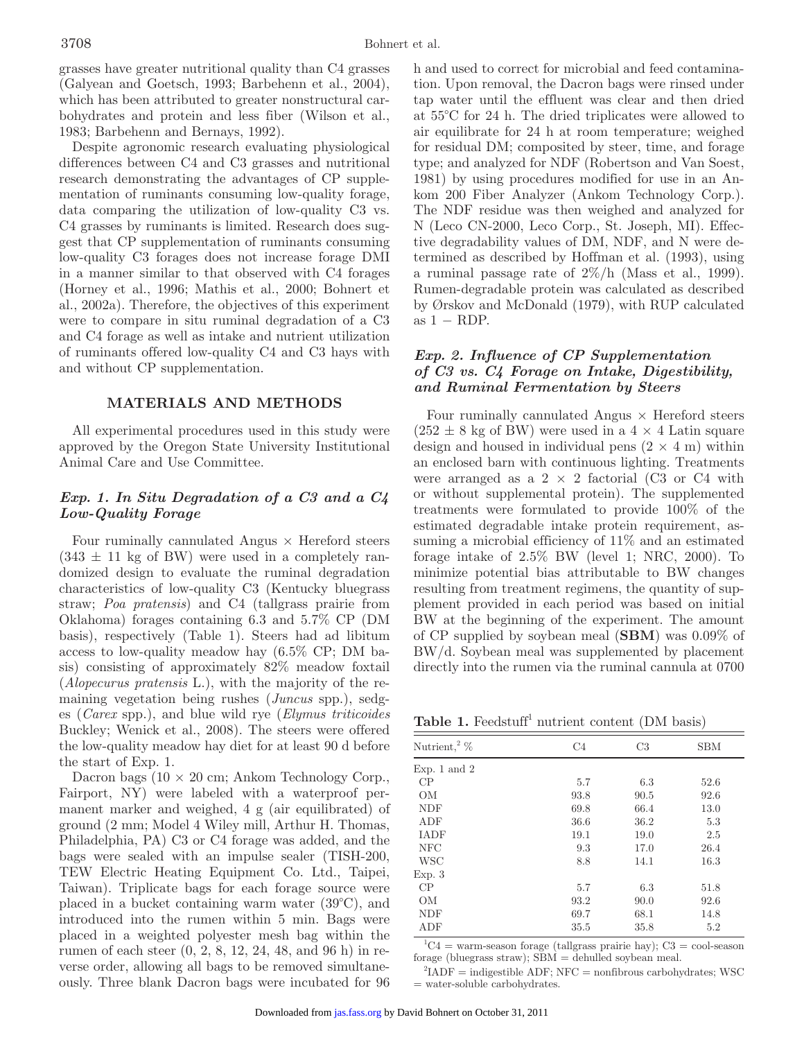grasses have greater nutritional quality than C4 grasses (Galyean and Goetsch, 1993; Barbehenn et al., 2004), which has been attributed to greater nonstructural carbohydrates and protein and less fiber (Wilson et al., 1983; Barbehenn and Bernays, 1992).

Despite agronomic research evaluating physiological differences between C4 and C3 grasses and nutritional research demonstrating the advantages of CP supplementation of ruminants consuming low-quality forage, data comparing the utilization of low-quality C3 vs. C4 grasses by ruminants is limited. Research does suggest that CP supplementation of ruminants consuming low-quality C3 forages does not increase forage DMI in a manner similar to that observed with C4 forages (Horney et al., 1996; Mathis et al., 2000; Bohnert et al., 2002a). Therefore, the objectives of this experiment were to compare in situ ruminal degradation of a C3 and C4 forage as well as intake and nutrient utilization of ruminants offered low-quality C4 and C3 hays with and without CP supplementation.

## MATERIALS AND METHODS

All experimental procedures used in this study were approved by the Oregon State University Institutional Animal Care and Use Committee.

### *Exp. 1. In Situ Degradation of a C3 and a C4 Low-Quality Forage*

Four ruminally cannulated Angus × Hereford steers (343 ± 11 kg of BW) were used in a completely randomized design to evaluate the ruminal degradation characteristics of low-quality C3 (Kentucky bluegrass straw; *Poa pratensis*) and C4 (tallgrass prairie from Oklahoma) forages containing 6.3 and 5.7% CP (DM basis), respectively (Table 1). Steers had ad libitum access to low-quality meadow hay (6.5% CP; DM basis) consisting of approximately 82% meadow foxtail (*Alopecurus pratensis* L.), with the majority of the remaining vegetation being rushes (*Juncus* spp.), sedges (*Carex* spp.), and blue wild rye (*Elymus triticoides* Buckley; Wenick et al., 2008). The steers were offered the low-quality meadow hay diet for at least 90 d before the start of Exp. 1.

Dacron bags (10 × 20 cm; Ankom Technology Corp., Fairport, NY) were labeled with a waterproof permanent marker and weighed, 4 g (air equilibrated) of ground (2 mm; Model 4 Wiley mill, Arthur H. Thomas, Philadelphia, PA) C3 or C4 forage was added, and the bags were sealed with an impulse sealer (TISH-200, TEW Electric Heating Equipment Co. Ltd., Taipei, Taiwan). Triplicate bags for each forage source were placed in a bucket containing warm water (39°C), and introduced into the rumen within 5 min. Bags were placed in a weighted polyester mesh bag within the rumen of each steer (0, 2, 8, 12, 24, 48, and 96 h) in reverse order, allowing all bags to be removed simultaneously. Three blank Dacron bags were incubated for 96 h and used to correct for microbial and feed contamination. Upon removal, the Dacron bags were rinsed under tap water until the effluent was clear and then dried at 55°C for 24 h. The dried triplicates were allowed to air equilibrate for 24 h at room temperature; weighed for residual DM; composited by steer, time, and forage type; and analyzed for NDF (Robertson and Van Soest, 1981) by using procedures modified for use in an Ankom 200 Fiber Analyzer (Ankom Technology Corp.). The NDF residue was then weighed and analyzed for N (Leco CN-2000, Leco Corp., St. Joseph, MI). Effective degradability values of DM, NDF, and N were determined as described by Hoffman et al. (1993), using a ruminal passage rate of 2%/h (Mass et al., 1999). Rumen-degradable protein was calculated as described by Ørskov and McDonald (1979), with RUP calculated as 1 − RDP.

### *Exp. 2. Influence of CP Supplementation of C3 vs. C4 Forage on Intake, Digestibility, and Ruminal Fermentation by Steers*

Four ruminally cannulated Angus × Hereford steers (252 ± 8 kg of BW) were used in a 4 × 4 Latin square design and housed in individual pens (2 × 4 m) within an enclosed barn with continuous lighting. Treatments were arranged as a 2 × 2 factorial (C3 or C4 with or without supplemental protein). The supplemented treatments were formulated to provide 100% of the estimated degradable intake protein requirement, assuming a microbial efficiency of 11% and an estimated forage intake of 2.5% BW (level 1; NRC, 2000). To minimize potential bias attributable to BW changes resulting from treatment regimens, the quantity of supplement provided in each period was based on initial BW at the beginning of the experiment. The amount of CP supplied by soybean meal (**SBM**) was 0.09% of BW/d. Soybean meal was supplemented by placement directly into the rumen via the ruminal cannula at 0700

**Table 1.** Feedstuff[1] nutrient content (DM basis)

| Nutrient,[2] % | C4 | C3 | SBM |
|---|---|---|---|
| Exp. 1 and 2 | | | |
| CP | 5.7 | 6.3 | 52.6 |
| OM | 93.8 | 90.5 | 92.6 |
| NDF | 69.8 | 66.4 | 13.0 |
| ADF | 36.6 | 36.2 | 5.3 |
| IADF | 19.1 | 19.0 | 2.5 |
| NFC | 9.3 | 17.0 | 26.4 |
| WSC | 8.8 | 14.1 | 16.3 |
| Exp. 3 | | | |
| CP | 5.7 | 6.3 | 51.8 |
| OM | 93.2 | 90.0 | 92.6 |
| NDF | 69.7 | 68.1 | 14.8 |
| ADF | 35.5 | 35.8 | 5.2 |

[1]C4 = warm-season forage (tallgrass prairie hay); C3 = cool-season forage (bluegrass straw); SBM = dehulled soybean meal.

[2]IADF = indigestible ADF; NFC = nonfibrous carbohydrates; WSC = water-soluble carbohydrates.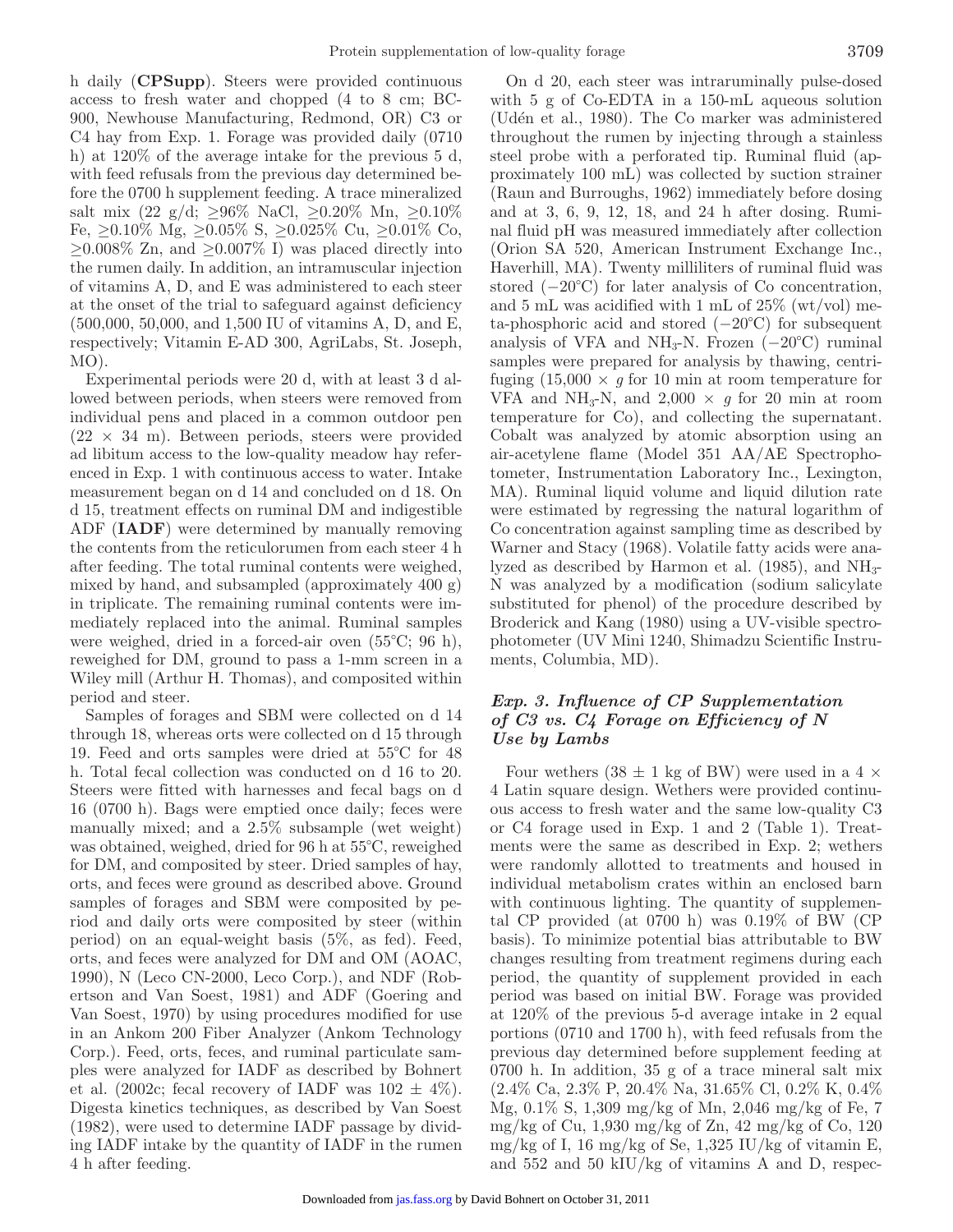h daily (**CPSupp**). Steers were provided continuous access to fresh water and chopped (4 to 8 cm; BC-900, Newhouse Manufacturing, Redmond, OR) C3 or C4 hay from Exp. 1. Forage was provided daily (0710 h) at 120% of the average intake for the previous 5 d, with feed refusals from the previous day determined before the 0700 h supplement feeding. A trace mineralized salt mix (22 g/d; ≥96% NaCl, ≥0.20% Mn, ≥0.10% Fe, ≥0.10% Mg, ≥0.05% S, ≥0.025% Cu, ≥0.01% Co, ≥0.008% Zn, and ≥0.007% I) was placed directly into the rumen daily. In addition, an intramuscular injection of vitamins A, D, and E was administered to each steer at the onset of the trial to safeguard against deficiency (500,000, 50,000, and 1,500 IU of vitamins A, D, and E, respectively; Vitamin E-AD 300, AgriLabs, St. Joseph, MO).

Experimental periods were 20 d, with at least 3 d allowed between periods, when steers were removed from individual pens and placed in a common outdoor pen (22 × 34 m). Between periods, steers were provided ad libitum access to the low-quality meadow hay referenced in Exp. 1 with continuous access to water. Intake measurement began on d 14 and concluded on d 18. On d 15, treatment effects on ruminal DM and indigestible ADF (**IADF**) were determined by manually removing the contents from the reticulorumen from each steer 4 h after feeding. The total ruminal contents were weighed, mixed by hand, and subsampled (approximately 400 g) in triplicate. The remaining ruminal contents were immediately replaced into the animal. Ruminal samples were weighed, dried in a forced-air oven (55°C; 96 h), reweighed for DM, ground to pass a 1-mm screen in a Wiley mill (Arthur H. Thomas), and composited within period and steer.

Samples of forages and SBM were collected on d 14 through 18, whereas orts were collected on d 15 through 19. Feed and orts samples were dried at 55°C for 48 h. Total fecal collection was conducted on d 16 to 20. Steers were fitted with harnesses and fecal bags on d 16 (0700 h). Bags were emptied once daily; feces were manually mixed; and a 2.5% subsample (wet weight) was obtained, weighed, dried for 96 h at 55°C, reweighed for DM, and composited by steer. Dried samples of hay, orts, and feces were ground as described above. Ground samples of forages and SBM were composited by period and daily orts were composited by steer (within period) on an equal-weight basis (5%, as fed). Feed, orts, and feces were analyzed for DM and OM (AOAC, 1990), N (Leco CN-2000, Leco Corp.), and NDF (Robertson and Van Soest, 1981) and ADF (Goering and Van Soest, 1970) by using procedures modified for use in an Ankom 200 Fiber Analyzer (Ankom Technology Corp.). Feed, orts, feces, and ruminal particulate samples were analyzed for IADF as described by Bohnert et al. (2002c; fecal recovery of IADF was 102 ± 4%). Digesta kinetics techniques, as described by Van Soest (1982), were used to determine IADF passage by dividing IADF intake by the quantity of IADF in the rumen 4 h after feeding.

On d 20, each steer was intraruminally pulse-dosed with 5 g of Co-EDTA in a 150-mL aqueous solution (Udén et al., 1980). The Co marker was administered throughout the rumen by injecting through a stainless steel probe with a perforated tip. Ruminal fluid (approximately 100 mL) was collected by suction strainer (Raun and Burroughs, 1962) immediately before dosing and at 3, 6, 9, 12, 18, and 24 h after dosing. Ruminal fluid pH was measured immediately after collection (Orion SA 520, American Instrument Exchange Inc., Haverhill, MA). Twenty milliliters of ruminal fluid was stored (−20°C) for later analysis of Co concentration, and 5 mL was acidified with 1 mL of 25% (wt/vol) meta-phosphoric acid and stored (−20°C) for subsequent analysis of VFA and $NH_3$-N. Frozen (−20°C) ruminal samples were prepared for analysis by thawing, centrifuging (15,000 × *g* for 10 min at room temperature for VFA and $NH_3$-N, and 2,000 × *g* for 20 min at room temperature for Co), and collecting the supernatant. Cobalt was analyzed by atomic absorption using an air-acetylene flame (Model 351 AA/AE Spectrophotometer, Instrumentation Laboratory Inc., Lexington, MA). Ruminal liquid volume and liquid dilution rate were estimated by regressing the natural logarithm of Co concentration against sampling time as described by Warner and Stacy (1968). Volatile fatty acids were analyzed as described by Harmon et al. (1985), and $NH_3$-N was analyzed by a modification (sodium salicylate substituted for phenol) of the procedure described by Broderick and Kang (1980) using a UV-visible spectrophotometer (UV Mini 1240, Shimadzu Scientific Instruments, Columbia, MD).

### *Exp. 3. Influence of CP Supplementation of C3 vs. C4 Forage on Efficiency of N Use by Lambs*

Four wethers (38 ± 1 kg of BW) were used in a 4 × 4 Latin square design. Wethers were provided continuous access to fresh water and the same low-quality C3 or C4 forage used in Exp. 1 and 2 (Table 1). Treatments were the same as described in Exp. 2; wethers were randomly allotted to treatments and housed in individual metabolism crates within an enclosed barn with continuous lighting. The quantity of supplemental CP provided (at 0700 h) was 0.19% of BW (CP basis). To minimize potential bias attributable to BW changes resulting from treatment regimens during each period, the quantity of supplement provided in each period was based on initial BW. Forage was provided at 120% of the previous 5-d average intake in 2 equal portions (0710 and 1700 h), with feed refusals from the previous day determined before supplement feeding at 0700 h. In addition, 35 g of a trace mineral salt mix (2.4% Ca, 2.3% P, 20.4% Na, 31.65% Cl, 0.2% K, 0.4% Mg, 0.1% S, 1,309 mg/kg of Mn, 2,046 mg/kg of Fe, 7 mg/kg of Cu, 1,930 mg/kg of Zn, 42 mg/kg of Co, 120 mg/kg of I, 16 mg/kg of Se, 1,325 IU/kg of vitamin E, and 552 and 50 kIU/kg of vitamins A and D, respec-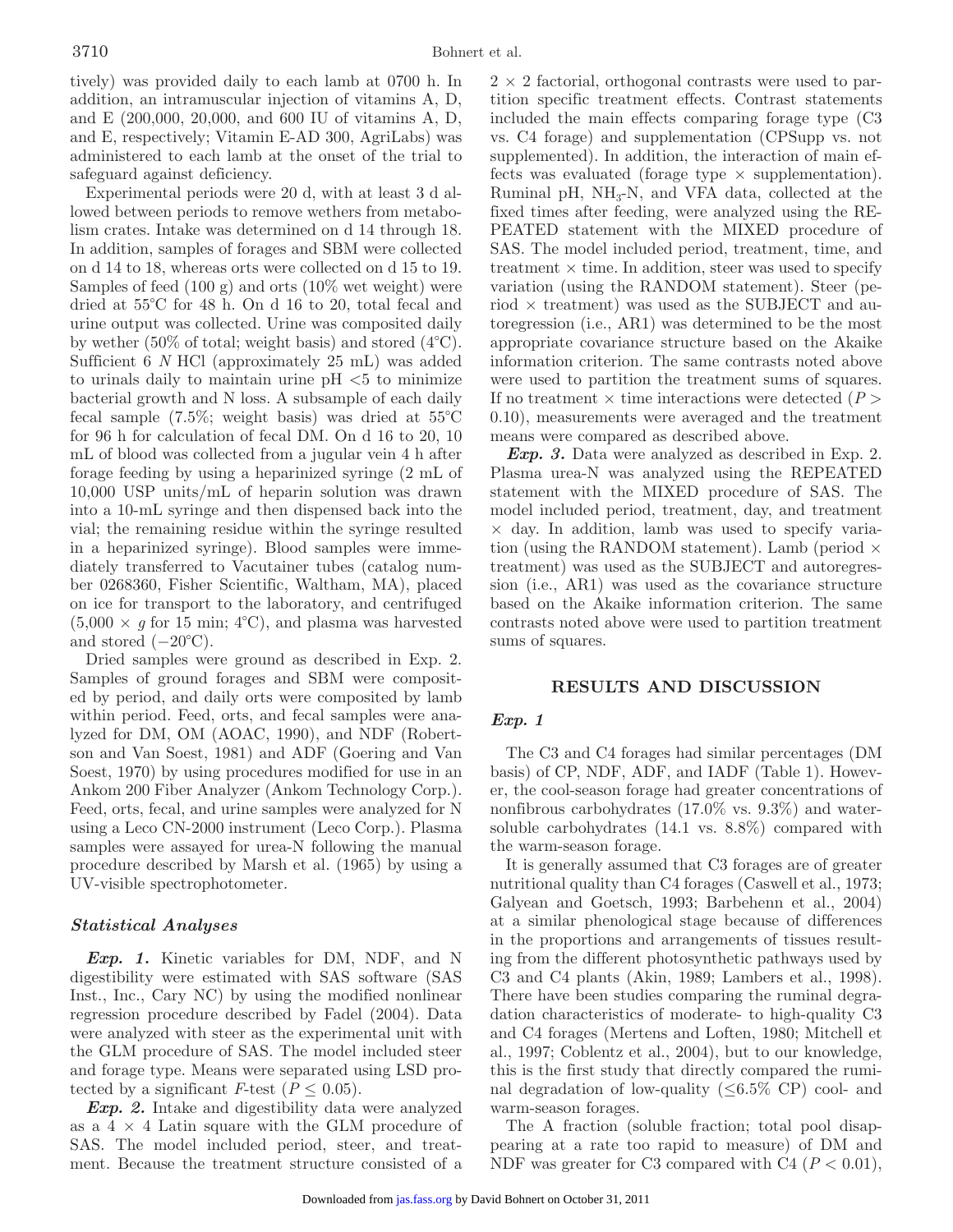tively) was provided daily to each lamb at 0700 h. In addition, an intramuscular injection of vitamins A, D, and E (200,000, 20,000, and 600 IU of vitamins A, D, and E, respectively; Vitamin E-AD 300, AgriLabs) was administered to each lamb at the onset of the trial to safeguard against deficiency.

Experimental periods were 20 d, with at least 3 d allowed between periods to remove wethers from metabolism crates. Intake was determined on d 14 through 18. In addition, samples of forages and SBM were collected on d 14 to 18, whereas orts were collected on d 15 to 19. Samples of feed (100 g) and orts (10% wet weight) were dried at 55°C for 48 h. On d 16 to 20, total fecal and urine output was collected. Urine was composited daily by wether (50% of total; weight basis) and stored (4°C). Sufficient 6 *N* HCl (approximately 25 mL) was added to urinals daily to maintain urine pH <5 to minimize bacterial growth and N loss. A subsample of each daily fecal sample (7.5%; weight basis) was dried at 55°C for 96 h for calculation of fecal DM. On d 16 to 20, 10 mL of blood was collected from a jugular vein 4 h after forage feeding by using a heparinized syringe (2 mL of 10,000 USP units/mL of heparin solution was drawn into a 10-mL syringe and then dispensed back into the vial; the remaining residue within the syringe resulted in a heparinized syringe). Blood samples were immediately transferred to Vacutainer tubes (catalog number 0268360, Fisher Scientific, Waltham, MA), placed on ice for transport to the laboratory, and centrifuged ($5{,}000 \times g$ for 15 min; 4°C), and plasma was harvested and stored (−20°C).

Dried samples were ground as described in Exp. 2. Samples of ground forages and SBM were composited by period, and daily orts were composited by lamb within period. Feed, orts, and fecal samples were analyzed for DM, OM (AOAC, 1990), and NDF (Robertson and Van Soest, 1981) and ADF (Goering and Van Soest, 1970) by using procedures modified for use in an Ankom 200 Fiber Analyzer (Ankom Technology Corp.). Feed, orts, fecal, and urine samples were analyzed for N using a Leco CN-2000 instrument (Leco Corp.). Plasma samples were assayed for urea-N following the manual procedure described by Marsh et al. (1965) by using a UV-visible spectrophotometer.

### Statistical Analyses

***Exp. 1.*** Kinetic variables for DM, NDF, and N digestibility were estimated with SAS software (SAS Inst., Inc., Cary NC) by using the modified nonlinear regression procedure described by Fadel (2004). Data were analyzed with steer as the experimental unit with the GLM procedure of SAS. The model included steer and forage type. Means were separated using LSD protected by a significant *F*-test ($P \leq 0.05$).

***Exp. 2.*** Intake and digestibility data were analyzed as a $4 \times 4$ Latin square with the GLM procedure of SAS. The model included period, steer, and treatment. Because the treatment structure consisted of a $2 \times 2$ factorial, orthogonal contrasts were used to partition specific treatment effects. Contrast statements included the main effects comparing forage type (C3 vs. C4 forage) and supplementation (CPSupp vs. not supplemented). In addition, the interaction of main effects was evaluated (forage type × supplementation). Ruminal pH, $NH_3$-N, and VFA data, collected at the fixed times after feeding, were analyzed using the REPEATED statement with the MIXED procedure of SAS. The model included period, treatment, time, and treatment × time. In addition, steer was used to specify variation (using the RANDOM statement). Steer (period × treatment) was used as the SUBJECT and autoregression (i.e., AR1) was determined to be the most appropriate covariance structure based on the Akaike information criterion. The same contrasts noted above were used to partition the treatment sums of squares. If no treatment × time interactions were detected ($P > 0.10$), measurements were averaged and the treatment means were compared as described above.

***Exp. 3.*** Data were analyzed as described in Exp. 2. Plasma urea-N was analyzed using the REPEATED statement with the MIXED procedure of SAS. The model included period, treatment, day, and treatment × day. In addition, lamb was used to specify variation (using the RANDOM statement). Lamb (period × treatment) was used as the SUBJECT and autoregression (i.e., AR1) was used as the covariance structure based on the Akaike information criterion. The same contrasts noted above were used to partition treatment sums of squares.

## RESULTS AND DISCUSSION

### Exp. 1

The C3 and C4 forages had similar percentages (DM basis) of CP, NDF, ADF, and IADF (Table 1). However, the cool-season forage had greater concentrations of nonfibrous carbohydrates (17.0% vs. 9.3%) and water-soluble carbohydrates (14.1 vs. 8.8%) compared with the warm-season forage.

It is generally assumed that C3 forages are of greater nutritional quality than C4 forages (Caswell et al., 1973; Galyean and Goetsch, 1993; Barbehenn et al., 2004) at a similar phenological stage because of differences in the proportions and arrangements of tissues resulting from the different photosynthetic pathways used by C3 and C4 plants (Akin, 1989; Lambers et al., 1998). There have been studies comparing the ruminal degradation characteristics of moderate- to high-quality C3 and C4 forages (Mertens and Loften, 1980; Mitchell et al., 1997; Coblentz et al., 2004), but to our knowledge, this is the first study that directly compared the ruminal degradation of low-quality (≤6.5% CP) cool- and warm-season forages.

The A fraction (soluble fraction; total pool disappearing at a rate too rapid to measure) of DM and NDF was greater for C3 compared with C4 ($P < 0.01$),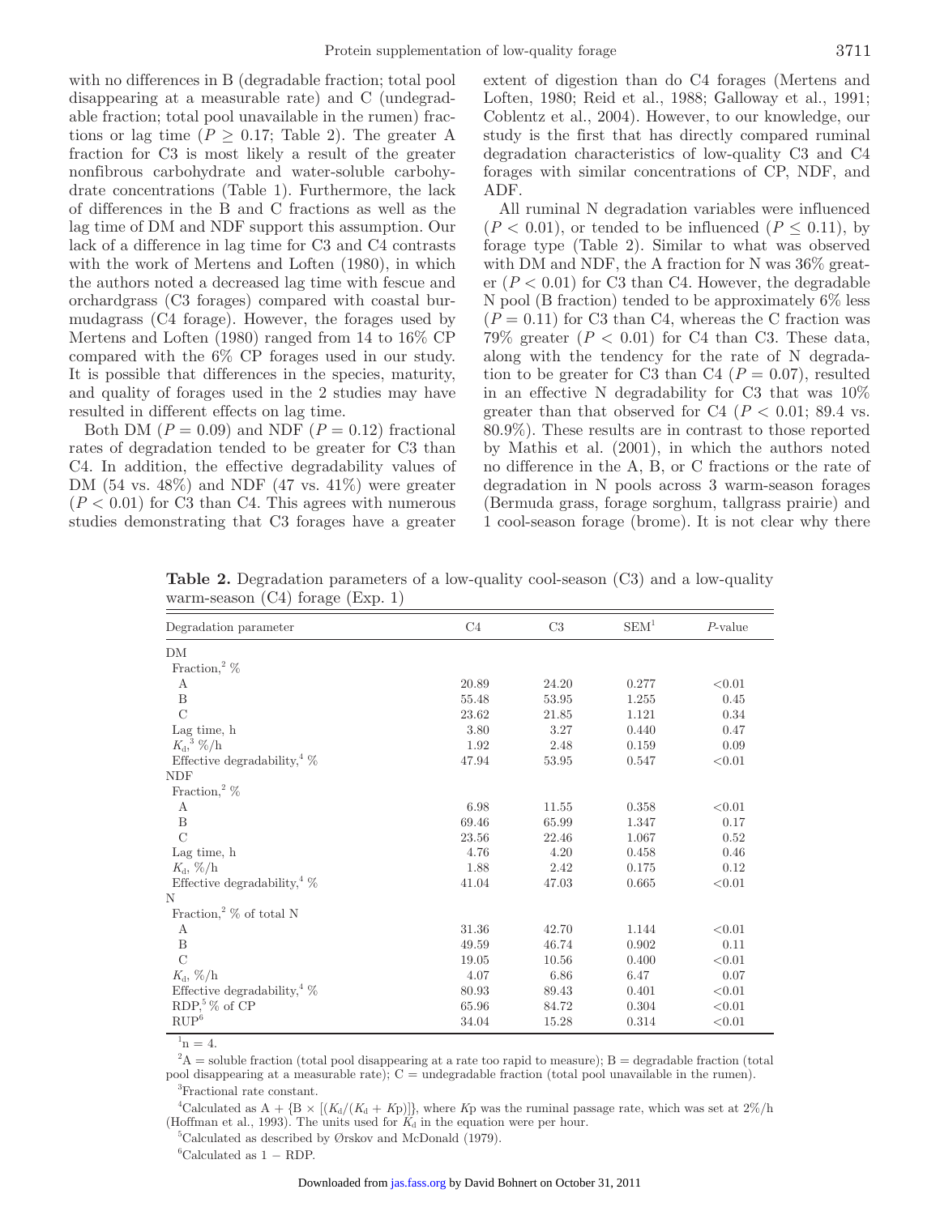with no differences in B (degradable fraction; total pool disappearing at a measurable rate) and C (undegradable fraction; total pool unavailable in the rumen) fractions or lag time ($P \geq 0.17$; Table 2). The greater A fraction for C3 is most likely a result of the greater nonfibrous carbohydrate and water-soluble carbohydrate concentrations (Table 1). Furthermore, the lack of differences in the B and C fractions as well as the lag time of DM and NDF support this assumption. Our lack of a difference in lag time for C3 and C4 contrasts with the work of Mertens and Loften (1980), in which the authors noted a decreased lag time with fescue and orchardgrass (C3 forages) compared with coastal bermudagrass (C4 forage). However, the forages used by Mertens and Loften (1980) ranged from 14 to 16% CP compared with the 6% CP forages used in our study. It is possible that differences in the species, maturity, and quality of forages used in the 2 studies may have resulted in different effects on lag time.

Both DM ($P = 0.09$) and NDF ($P = 0.12$) fractional rates of degradation tended to be greater for C3 than C4. In addition, the effective degradability values of DM (54 vs. 48%) and NDF (47 vs. 41%) were greater ($P < 0.01$) for C3 than C4. This agrees with numerous studies demonstrating that C3 forages have a greater extent of digestion than do C4 forages (Mertens and Loften, 1980; Reid et al., 1988; Galloway et al., 1991; Coblentz et al., 2004). However, to our knowledge, our study is the first that has directly compared ruminal degradation characteristics of low-quality C3 and C4 forages with similar concentrations of CP, NDF, and ADF.

All ruminal N degradation variables were influenced ($P < 0.01$), or tended to be influenced ($P \leq 0.11$), by forage type (Table 2). Similar to what was observed with DM and NDF, the A fraction for N was 36% greater ($P < 0.01$) for C3 than C4. However, the degradable N pool (B fraction) tended to be approximately 6% less ($P = 0.11$) for C3 than C4, whereas the C fraction was 79% greater ($P < 0.01$) for C4 than C3. These data, along with the tendency for the rate of N degradation to be greater for C3 than C4 ($P = 0.07$), resulted in an effective N degradability for C3 that was 10% greater than that observed for C4 ($P < 0.01$; 89.4 vs. 80.9%). These results are in contrast to those reported by Mathis et al. (2001), in which the authors noted no difference in the A, B, or C fractions or the rate of degradation in N pools across 3 warm-season forages (Bermuda grass, forage sorghum, tallgrass prairie) and 1 cool-season forage (brome). It is not clear why there

**Table 2.** Degradation parameters of a low-quality cool-season (C3) and a low-quality warm-season (C4) forage (Exp. 1)

| Degradation parameter | C4 | C3 | SEM[1] | *P*-value |
|---|---|---|---|---|
| DM | | | | |
| Fraction,[2] % | | | | |
| A | 20.89 | 24.20 | 0.277 | <0.01 |
| B | 55.48 | 53.95 | 1.255 | 0.45 |
| C | 23.62 | 21.85 | 1.121 | 0.34 |
| Lag time, h | 3.80 | 3.27 | 0.440 | 0.47 |
| $K_d$,[3] %/h | 1.92 | 2.48 | 0.159 | 0.09 |
| Effective degradability,[4] % | 47.94 | 53.95 | 0.547 | <0.01 |
| NDF | | | | |
| Fraction,[2] % | | | | |
| A | 6.98 | 11.55 | 0.358 | <0.01 |
| B | 69.46 | 65.99 | 1.347 | 0.17 |
| C | 23.56 | 22.46 | 1.067 | 0.52 |
| Lag time, h | 4.76 | 4.20 | 0.458 | 0.46 |
| $K_d$, %/h | 1.88 | 2.42 | 0.175 | 0.12 |
| Effective degradability,[4] % | 41.04 | 47.03 | 0.665 | <0.01 |
| N | | | | |
| Fraction,[2] % of total N | | | | |
| A | 31.36 | 42.70 | 1.144 | <0.01 |
| B | 49.59 | 46.74 | 0.902 | 0.11 |
| C | 19.05 | 10.56 | 0.400 | <0.01 |
| $K_d$, %/h | 4.07 | 6.86 | 6.47 | 0.07 |
| Effective degradability,[4] % | 80.93 | 89.43 | 0.401 | <0.01 |
| RDP,[5] % of CP | 65.96 | 84.72 | 0.304 | <0.01 |
| RUP[6] | 34.04 | 15.28 | 0.314 | <0.01 |

[1]n = 4.

[2]A = soluble fraction (total pool disappearing at a rate too rapid to measure); B = degradable fraction (total pool disappearing at a measurable rate); C = undegradable fraction (total pool unavailable in the rumen).

[3]Fractional rate constant.

[4]Calculated as $A + \{B \times [(K_d/(K_d + Kp)]\}$, where $Kp$ was the ruminal passage rate, which was set at 2%/h (Hoffman et al., 1993). The units used for $K_d$ in the equation were per hour.

[5]Calculated as described by Ørskov and McDonald (1979).

[6]Calculated as 1 − RDP.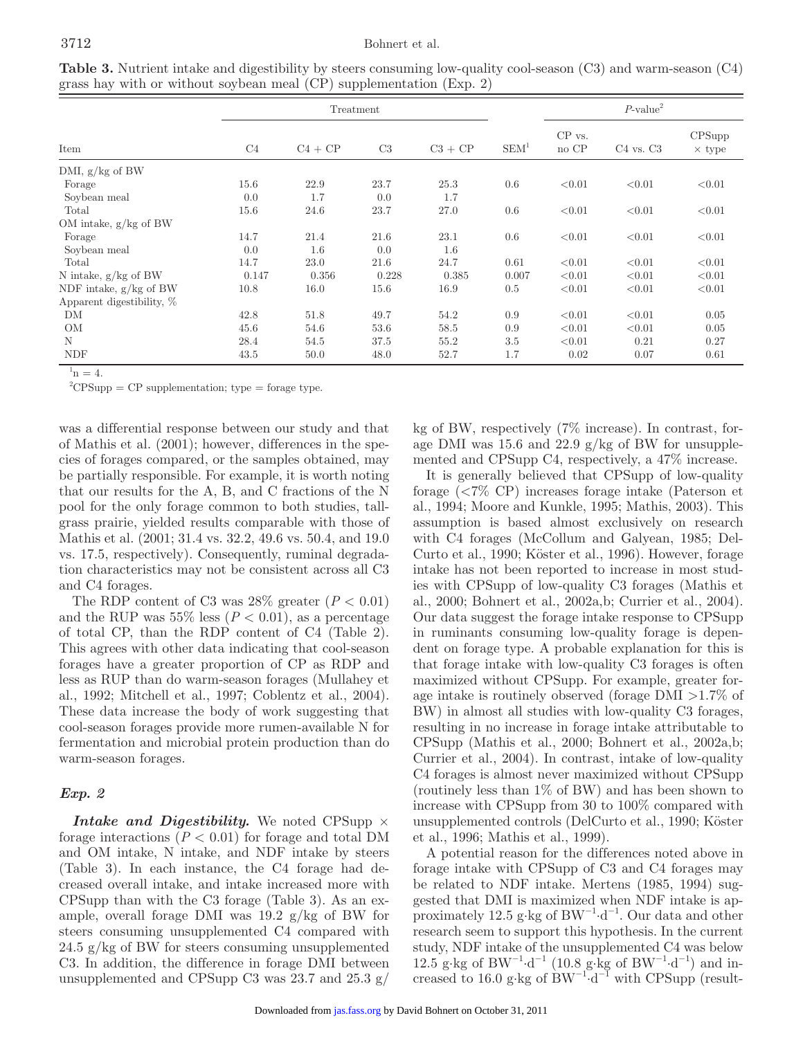**Table 3.** Nutrient intake and digestibility by steers consuming low-quality cool-season (C3) and warm-season (C4) grass hay with or without soybean meal (CP) supplementation (Exp. 2)

| Item | Treatment | | | | | $P$-value[2] | | |
|---|---|---|---|---|---|---|---|---|
| | C4 | C4 + CP | C3 | C3 + CP | SEM[1] | CP vs. no CP | C4 vs. C3 | CPSupp × type |
| DMI, g/kg of BW | | | | | | | | |
| Forage | 15.6 | 22.9 | 23.7 | 25.3 | 0.6 | <0.01 | <0.01 | <0.01 |
| Soybean meal | 0.0 | 1.7 | 0.0 | 1.7 | | | | |
| Total | 15.6 | 24.6 | 23.7 | 27.0 | 0.6 | <0.01 | <0.01 | <0.01 |
| OM intake, g/kg of BW | | | | | | | | |
| Forage | 14.7 | 21.4 | 21.6 | 23.1 | 0.6 | <0.01 | <0.01 | <0.01 |
| Soybean meal | 0.0 | 1.6 | 0.0 | 1.6 | | | | |
| Total | 14.7 | 23.0 | 21.6 | 24.7 | 0.61 | <0.01 | <0.01 | <0.01 |
| N intake, g/kg of BW | 0.147 | 0.356 | 0.228 | 0.385 | 0.007 | <0.01 | <0.01 | <0.01 |
| NDF intake, g/kg of BW | 10.8 | 16.0 | 15.6 | 16.9 | 0.5 | <0.01 | <0.01 | <0.01 |
| Apparent digestibility, % | | | | | | | | |
| DM | 42.8 | 51.8 | 49.7 | 54.2 | 0.9 | <0.01 | <0.01 | 0.05 |
| OM | 45.6 | 54.6 | 53.6 | 58.5 | 0.9 | <0.01 | <0.01 | 0.05 |
| N | 28.4 | 54.5 | 37.5 | 55.2 | 3.5 | <0.01 | 0.21 | 0.27 |
| NDF | 43.5 | 50.0 | 48.0 | 52.7 | 1.7 | 0.02 | 0.07 | 0.61 |

[1]n = 4.

[2]CPSupp = CP supplementation; type = forage type.

was a differential response between our study and that of Mathis et al. (2001); however, differences in the species of forages compared, or the samples obtained, may be partially responsible. For example, it is worth noting that our results for the A, B, and C fractions of the N pool for the only forage common to both studies, tallgrass prairie, yielded results comparable with those of Mathis et al. (2001; 31.4 vs. 32.2, 49.6 vs. 50.4, and 19.0 vs. 17.5, respectively). Consequently, ruminal degradation characteristics may not be consistent across all C3 and C4 forages.

The RDP content of C3 was 28% greater ($P < 0.01$) and the RUP was 55% less ($P < 0.01$), as a percentage of total CP, than the RDP content of C4 (Table 2). This agrees with other data indicating that cool-season forages have a greater proportion of CP as RDP and less as RUP than do warm-season forages (Mullahey et al., 1992; Mitchell et al., 1997; Coblentz et al., 2004). These data increase the body of work suggesting that cool-season forages provide more rumen-available N for fermentation and microbial protein production than do warm-season forages.

### *Exp. 2*

***Intake and Digestibility.*** We noted CPSupp × forage interactions ($P < 0.01$) for forage and total DM and OM intake, N intake, and NDF intake by steers (Table 3). In each instance, the C4 forage had decreased overall intake, and intake increased more with CPSupp than with the C3 forage (Table 3). As an example, overall forage DMI was 19.2 g/kg of BW for steers consuming unsupplemented C4 compared with 24.5 g/kg of BW for steers consuming unsupplemented C3. In addition, the difference in forage DMI between unsupplemented and CPSupp C3 was 23.7 and 25.3 g/kg of BW, respectively (7% increase). In contrast, forage DMI was 15.6 and 22.9 g/kg of BW for unsupplemented and CPSupp C4, respectively, a 47% increase.

It is generally believed that CPSupp of low-quality forage (<7% CP) increases forage intake (Paterson et al., 1994; Moore and Kunkle, 1995; Mathis, 2003). This assumption is based almost exclusively on research with C4 forages (McCollum and Galyean, 1985; DelCurto et al., 1990; Köster et al., 1996). However, forage intake has not been reported to increase in most studies with CPSupp of low-quality C3 forages (Mathis et al., 2000; Bohnert et al., 2002a,b; Currier et al., 2004). Our data suggest the forage intake response to CPSupp in ruminants consuming low-quality forage is dependent on forage type. A probable explanation for this is that forage intake with low-quality C3 forages is often maximized without CPSupp. For example, greater forage intake is routinely observed (forage DMI >1.7% of BW) in almost all studies with low-quality C3 forages, resulting in no increase in forage intake attributable to CPSupp (Mathis et al., 2000; Bohnert et al., 2002a,b; Currier et al., 2004). In contrast, intake of low-quality C4 forages is almost never maximized without CPSupp (routinely less than 1% of BW) and has been shown to increase with CPSupp from 30 to 100% compared with unsupplemented controls (DelCurto et al., 1990; Köster et al., 1996; Mathis et al., 1999).

A potential reason for the differences noted above in forage intake with CPSupp of C3 and C4 forages may be related to NDF intake. Mertens (1985, 1994) suggested that DMI is maximized when NDF intake is approximately 12.5 g·kg of $BW^{-1}·d^{-1}$. Our data and other research seem to support this hypothesis. In the current study, NDF intake of the unsupplemented C4 was below 12.5 g·kg of $BW^{-1}·d^{-1}$ (10.8 g·kg of $BW^{-1}·d^{-1}$) and increased to 16.0 g·kg of $BW^{-1}·d^{-1}$ with CPSupp (result-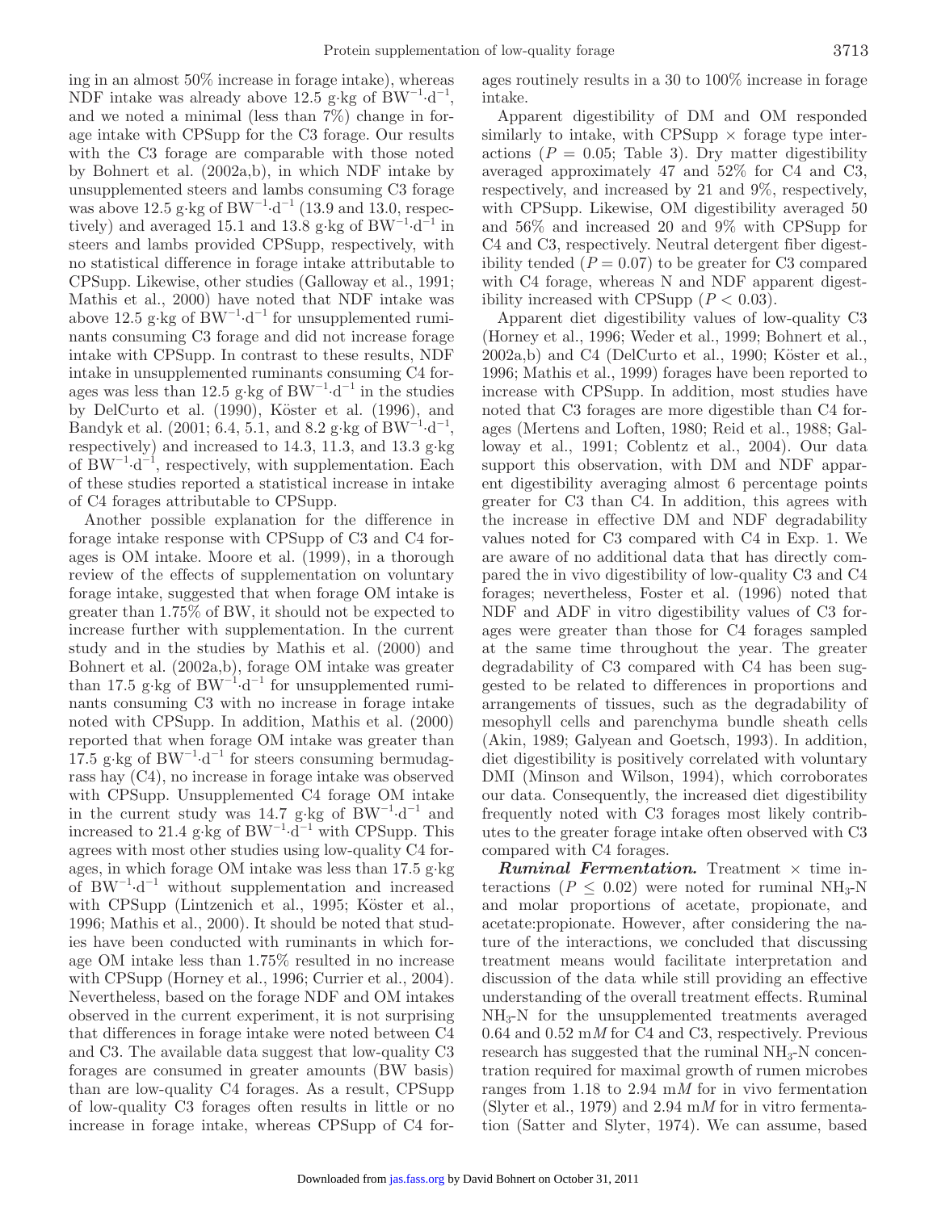ing in an almost 50% increase in forage intake), whereas NDF intake was already above 12.5 g·kg of $BW^{-1}·d^{-1}$, and we noted a minimal (less than 7%) change in forage intake with CPSupp for the C3 forage. Our results with the C3 forage are comparable with those noted by Bohnert et al. (2002a,b), in which NDF intake by unsupplemented steers and lambs consuming C3 forage was above 12.5 g·kg of $BW^{-1}·d^{-1}$ (13.9 and 13.0, respectively) and averaged 15.1 and 13.8 g·kg of $BW^{-1}·d^{-1}$ in steers and lambs provided CPSupp, respectively, with no statistical difference in forage intake attributable to CPSupp. Likewise, other studies (Galloway et al., 1991; Mathis et al., 2000) have noted that NDF intake was above 12.5 g·kg of $BW^{-1}·d^{-1}$ for unsupplemented ruminants consuming C3 forage and did not increase forage intake with CPSupp. In contrast to these results, NDF intake in unsupplemented ruminants consuming C4 forages was less than 12.5 g·kg of $BW^{-1}·d^{-1}$ in the studies by DelCurto et al. (1990), Köster et al. (1996), and Bandyk et al. (2001; 6.4, 5.1, and 8.2 g·kg of $BW^{-1}·d^{-1}$, respectively) and increased to 14.3, 11.3, and 13.3 g·kg of $BW^{-1}·d^{-1}$, respectively, with supplementation. Each of these studies reported a statistical increase in intake of C4 forages attributable to CPSupp.

Another possible explanation for the difference in forage intake response with CPSupp of C3 and C4 forages is OM intake. Moore et al. (1999), in a thorough review of the effects of supplementation on voluntary forage intake, suggested that when forage OM intake is greater than 1.75% of BW, it should not be expected to increase further with supplementation. In the current study and in the studies by Mathis et al. (2000) and Bohnert et al. (2002a,b), forage OM intake was greater than 17.5 g·kg of $BW^{-1}·d^{-1}$ for unsupplemented ruminants consuming C3 with no increase in forage intake noted with CPSupp. In addition, Mathis et al. (2000) reported that when forage OM intake was greater than 17.5 g·kg of $BW^{-1}·d^{-1}$ for steers consuming bermudagrass hay (C4), no increase in forage intake was observed with CPSupp. Unsupplemented C4 forage OM intake in the current study was 14.7 g·kg of $BW^{-1}·d^{-1}$ and increased to 21.4 g·kg of $BW^{-1}·d^{-1}$ with CPSupp. This agrees with most other studies using low-quality C4 forages, in which forage OM intake was less than 17.5 g·kg of $BW^{-1}·d^{-1}$ without supplementation and increased with CPSupp (Lintzenich et al., 1995; Köster et al., 1996; Mathis et al., 2000). It should be noted that studies have been conducted with ruminants in which forage OM intake less than 1.75% resulted in no increase with CPSupp (Horney et al., 1996; Currier et al., 2004). Nevertheless, based on the forage NDF and OM intakes observed in the current experiment, it is not surprising that differences in forage intake were noted between C4 and C3. The available data suggest that low-quality C3 forages are consumed in greater amounts (BW basis) than are low-quality C4 forages. As a result, CPSupp of low-quality C3 forages often results in little or no increase in forage intake, whereas CPSupp of C4 forages routinely results in a 30 to 100% increase in forage intake.

Apparent digestibility of DM and OM responded similarly to intake, with CPSupp × forage type interactions ($P$ = 0.05; Table 3). Dry matter digestibility averaged approximately 47 and 52% for C4 and C3, respectively, and increased by 21 and 9%, respectively, with CPSupp. Likewise, OM digestibility averaged 50 and 56% and increased 20 and 9% with CPSupp for C4 and C3, respectively. Neutral detergent fiber digestibility tended ($P$ = 0.07) to be greater for C3 compared with C4 forage, whereas N and NDF apparent digestibility increased with CPSupp ($P$ < 0.03).

Apparent diet digestibility values of low-quality C3 (Horney et al., 1996; Weder et al., 1999; Bohnert et al., 2002a,b) and C4 (DelCurto et al., 1990; Köster et al., 1996; Mathis et al., 1999) forages have been reported to increase with CPSupp. In addition, most studies have noted that C3 forages are more digestible than C4 forages (Mertens and Loften, 1980; Reid et al., 1988; Galloway et al., 1991; Coblentz et al., 2004). Our data support this observation, with DM and NDF apparent digestibility averaging almost 6 percentage points greater for C3 than C4. In addition, this agrees with the increase in effective DM and NDF degradability values noted for C3 compared with C4 in Exp. 1. We are aware of no additional data that has directly compared the in vivo digestibility of low-quality C3 and C4 forages; nevertheless, Foster et al. (1996) noted that NDF and ADF in vitro digestibility values of C3 forages were greater than those for C4 forages sampled at the same time throughout the year. The greater degradability of C3 compared with C4 has been suggested to be related to differences in proportions and arrangements of tissues, such as the degradability of mesophyll cells and parenchyma bundle sheath cells (Akin, 1989; Galyean and Goetsch, 1993). In addition, diet digestibility is positively correlated with voluntary DMI (Minson and Wilson, 1994), which corroborates our data. Consequently, the increased diet digestibility frequently noted with C3 forages most likely contributes to the greater forage intake often observed with C3 compared with C4 forages.

***Ruminal Fermentation.*** Treatment × time interactions ($P$ ≤ 0.02) were noted for ruminal $NH_3$-N and molar proportions of acetate, propionate, and acetate:propionate. However, after considering the nature of the interactions, we concluded that discussing treatment means would facilitate interpretation and discussion of the data while still providing an effective understanding of the overall treatment effects. Ruminal $NH_3$-N for the unsupplemented treatments averaged 0.64 and 0.52 m$M$ for C4 and C3, respectively. Previous research has suggested that the ruminal $NH_3$-N concentration required for maximal growth of rumen microbes ranges from 1.18 to 2.94 m$M$ for in vivo fermentation (Slyter et al., 1979) and 2.94 m$M$ for in vitro fermentation (Satter and Slyter, 1974). We can assume, based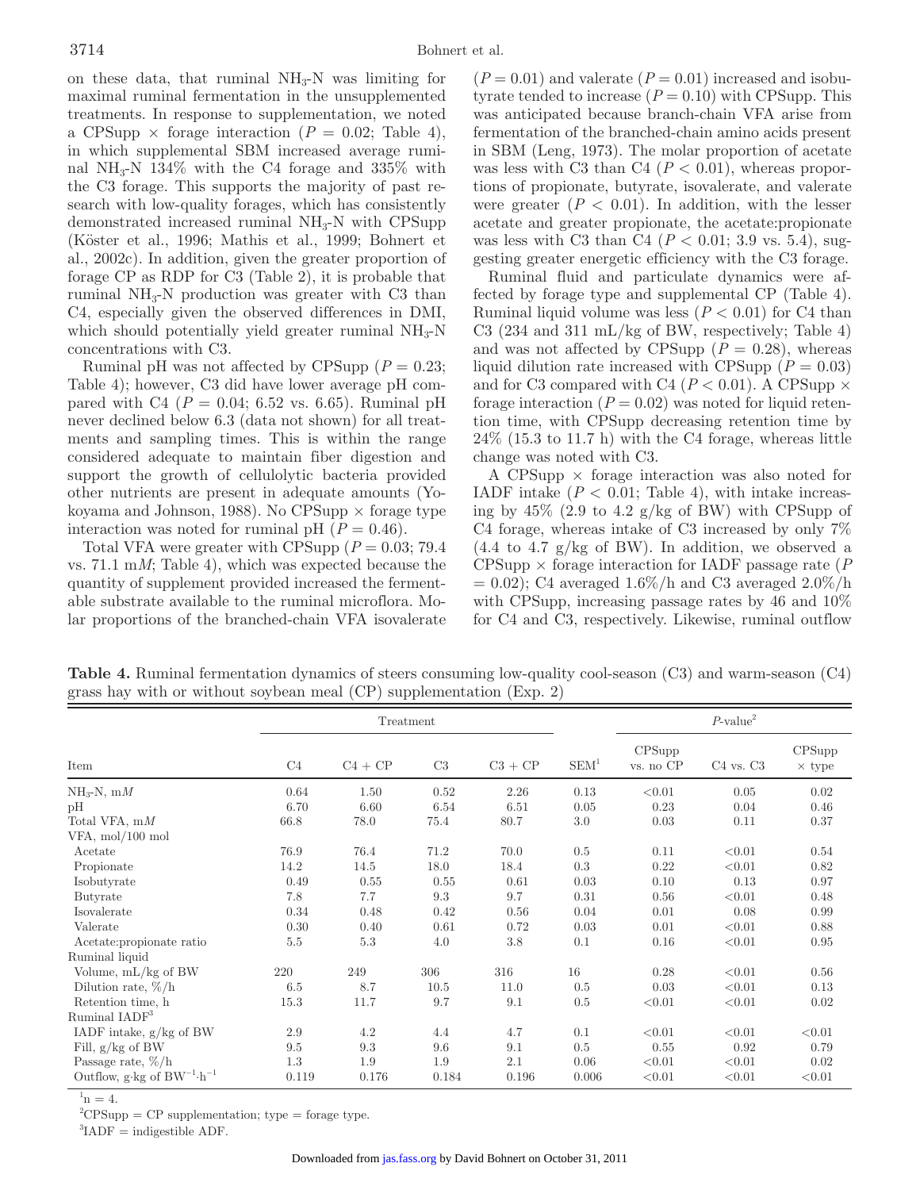on these data, that ruminal $NH_3$-N was limiting for maximal ruminal fermentation in the unsupplemented treatments. In response to supplementation, we noted a CPSupp × forage interaction ($P = 0.02$; Table 4), in which supplemental SBM increased average ruminal $NH_3$-N 134% with the C4 forage and 335% with the C3 forage. This supports the majority of past research with low-quality forages, which has consistently demonstrated increased ruminal $NH_3$-N with CPSupp (Köster et al., 1996; Mathis et al., 1999; Bohnert et al., 2002c). In addition, given the greater proportion of forage CP as RDP for C3 (Table 2), it is probable that ruminal $NH_3$-N production was greater with C3 than C4, especially given the observed differences in DMI, which should potentially yield greater ruminal $NH_3$-N concentrations with C3.

Ruminal pH was not affected by CPSupp ($P = 0.23$; Table 4); however, C3 did have lower average pH compared with C4 ($P = 0.04$; 6.52 vs. 6.65). Ruminal pH never declined below 6.3 (data not shown) for all treatments and sampling times. This is within the range considered adequate to maintain fiber digestion and support the growth of cellulolytic bacteria provided other nutrients are present in adequate amounts (Yokoyama and Johnson, 1988). No CPSupp × forage type interaction was noted for ruminal pH ($P = 0.46$).

Total VFA were greater with CPSupp ($P = 0.03$; 79.4 vs. 71.1 m*M*; Table 4), which was expected because the quantity of supplement provided increased the fermentable substrate available to the ruminal microflora. Molar proportions of the branched-chain VFA isovalerate ($P = 0.01$) and valerate ($P = 0.01$) increased and isobutyrate tended to increase ($P = 0.10$) with CPSupp. This was anticipated because branch-chain VFA arise from fermentation of the branched-chain amino acids present in SBM (Leng, 1973). The molar proportion of acetate was less with C3 than C4 ($P < 0.01$), whereas proportions of propionate, butyrate, isovalerate, and valerate were greater ($P < 0.01$). In addition, with the lesser acetate and greater propionate, the acetate:propionate was less with C3 than C4 ($P < 0.01$; 3.9 vs. 5.4), suggesting greater energetic efficiency with the C3 forage.

Ruminal fluid and particulate dynamics were affected by forage type and supplemental CP (Table 4). Ruminal liquid volume was less ($P < 0.01$) for C4 than C3 (234 and 311 mL/kg of BW, respectively; Table 4) and was not affected by CPSupp ($P = 0.28$), whereas liquid dilution rate increased with CPSupp ($P = 0.03$) and for C3 compared with C4 ($P < 0.01$). A CPSupp × forage interaction ($P = 0.02$) was noted for liquid retention time, with CPSupp decreasing retention time by 24% (15.3 to 11.7 h) with the C4 forage, whereas little change was noted with C3.

A CPSupp × forage interaction was also noted for IADF intake ($P < 0.01$; Table 4), with intake increasing by 45% (2.9 to 4.2 g/kg of BW) with CPSupp of C4 forage, whereas intake of C3 increased by only 7% (4.4 to 4.7 g/kg of BW). In addition, we observed a CPSupp × forage interaction for IADF passage rate ($P = 0.02$); C4 averaged 1.6%/h and C3 averaged 2.0%/h with CPSupp, increasing passage rates by 46 and 10% for C4 and C3, respectively. Likewise, ruminal outflow

**Table 4.** Ruminal fermentation dynamics of steers consuming low-quality cool-season (C3) and warm-season (C4) grass hay with or without soybean meal (CP) supplementation (Exp. 2)

| | Treatment | | | | | $P$-value[2] | | |
|---|---|---|---|---|---|---|---|---|
| Item | C4 | C4 + CP | C3 | C3 + CP | SEM[1] | CPSupp vs. no CP | C4 vs. C3 | CPSupp × type |
| $NH_3$-N, m*M* | 0.64 | 1.50 | 0.52 | 2.26 | 0.13 | <0.01 | 0.05 | 0.02 |
| pH | 6.70 | 6.60 | 6.54 | 6.51 | 0.05 | 0.23 | 0.04 | 0.46 |
| Total VFA, m*M* | 66.8 | 78.0 | 75.4 | 80.7 | 3.0 | 0.03 | 0.11 | 0.37 |
| VFA, mol/100 mol | | | | | | | | |
| Acetate | 76.9 | 76.4 | 71.2 | 70.0 | 0.5 | 0.11 | <0.01 | 0.54 |
| Propionate | 14.2 | 14.5 | 18.0 | 18.4 | 0.3 | 0.22 | <0.01 | 0.82 |
| Isobutyrate | 0.49 | 0.55 | 0.55 | 0.61 | 0.03 | 0.10 | 0.13 | 0.97 |
| Butyrate | 7.8 | 7.7 | 9.3 | 9.7 | 0.31 | 0.56 | <0.01 | 0.48 |
| Isovalerate | 0.34 | 0.48 | 0.42 | 0.56 | 0.04 | 0.01 | 0.08 | 0.99 |
| Valerate | 0.30 | 0.40 | 0.61 | 0.72 | 0.03 | 0.01 | <0.01 | 0.88 |
| Acetate:propionate ratio | 5.5 | 5.3 | 4.0 | 3.8 | 0.1 | 0.16 | <0.01 | 0.95 |
| Ruminal liquid | | | | | | | | |
| Volume, mL/kg of BW | 220 | 249 | 306 | 316 | 16 | 0.28 | <0.01 | 0.56 |
| Dilution rate, %/h | 6.5 | 8.7 | 10.5 | 11.0 | 0.5 | 0.03 | <0.01 | 0.13 |
| Retention time, h | 15.3 | 11.7 | 9.7 | 9.1 | 0.5 | <0.01 | <0.01 | 0.02 |
| Ruminal IADF[3] | | | | | | | | |
| IADF intake, g/kg of BW | 2.9 | 4.2 | 4.4 | 4.7 | 0.1 | <0.01 | <0.01 | <0.01 |
| Fill, g/kg of BW | 9.5 | 9.3 | 9.6 | 9.1 | 0.5 | 0.55 | 0.92 | 0.79 |
| Passage rate, %/h | 1.3 | 1.9 | 1.9 | 2.1 | 0.06 | <0.01 | <0.01 | 0.02 |
| Outflow, g·kg of $BW^{-1}·h^{-1}$ | 0.119 | 0.176 | 0.184 | 0.196 | 0.006 | <0.01 | <0.01 | <0.01 |

[1]n = 4.

[2]CPSupp = CP supplementation; type = forage type.

[3]IADF = indigestible ADF.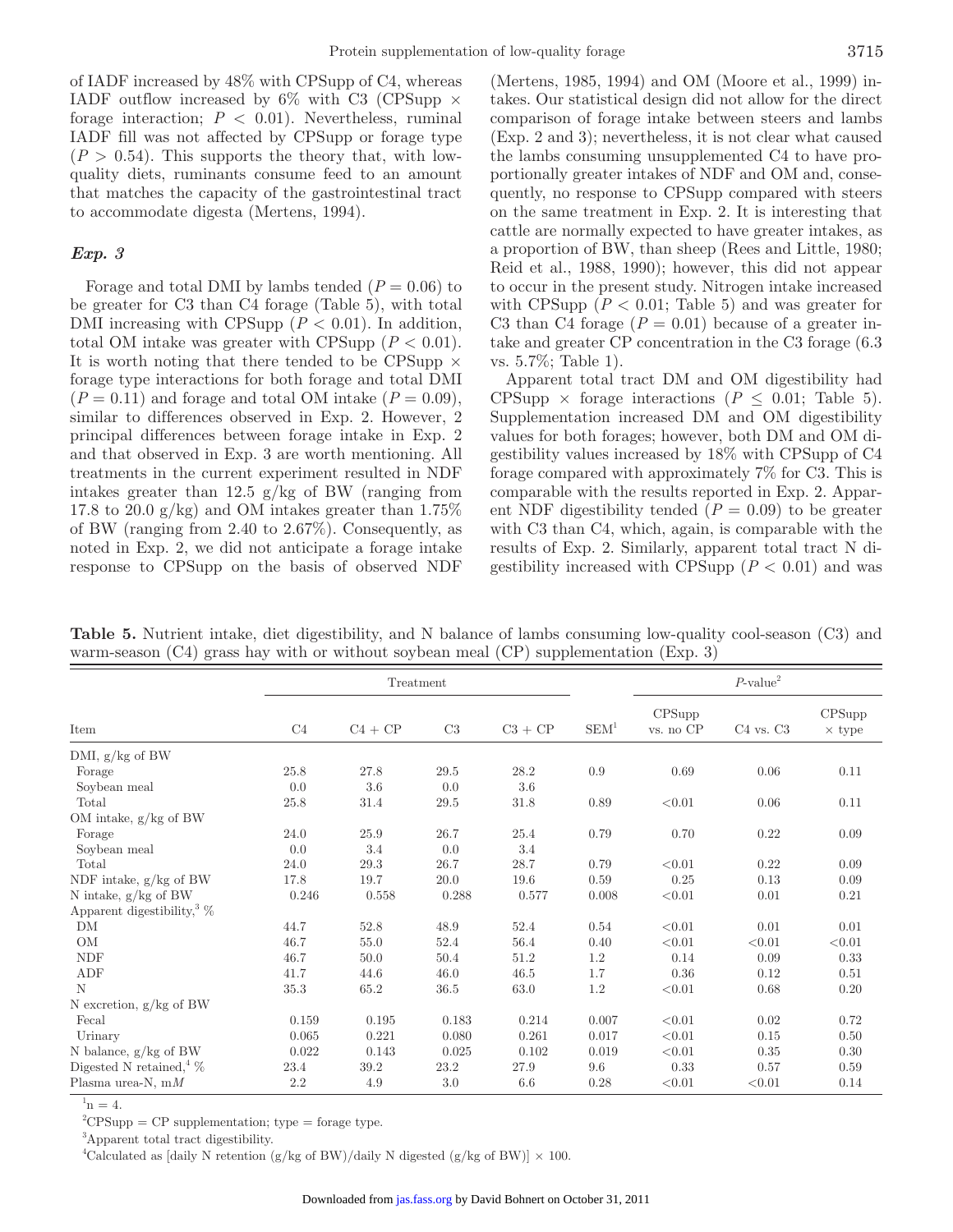of IADF increased by 48% with CPSupp of C4, whereas IADF outflow increased by 6% with C3 (CPSupp × forage interaction; $P < 0.01$). Nevertheless, ruminal IADF fill was not affected by CPSupp or forage type ($P > 0.54$). This supports the theory that, with low-quality diets, ruminants consume feed to an amount that matches the capacity of the gastrointestinal tract to accommodate digesta (Mertens, 1994).

### *Exp. 3*

Forage and total DMI by lambs tended ($P = 0.06$) to be greater for C3 than C4 forage (Table 5), with total DMI increasing with CPSupp ($P < 0.01$). In addition, total OM intake was greater with CPSupp ($P < 0.01$). It is worth noting that there tended to be CPSupp × forage type interactions for both forage and total DMI ($P = 0.11$) and forage and total OM intake ($P = 0.09$), similar to differences observed in Exp. 2. However, 2 principal differences between forage intake in Exp. 2 and that observed in Exp. 3 are worth mentioning. All treatments in the current experiment resulted in NDF intakes greater than 12.5 g/kg of BW (ranging from 17.8 to 20.0 g/kg) and OM intakes greater than 1.75% of BW (ranging from 2.40 to 2.67%). Consequently, as noted in Exp. 2, we did not anticipate a forage intake response to CPSupp on the basis of observed NDF (Mertens, 1985, 1994) and OM (Moore et al., 1999) intakes. Our statistical design did not allow for the direct comparison of forage intake between steers and lambs (Exp. 2 and 3); nevertheless, it is not clear what caused the lambs consuming unsupplemented C4 to have proportionally greater intakes of NDF and OM and, consequently, no response to CPSupp compared with steers on the same treatment in Exp. 2. It is interesting that cattle are normally expected to have greater intakes, as a proportion of BW, than sheep (Rees and Little, 1980; Reid et al., 1988, 1990); however, this did not appear to occur in the present study. Nitrogen intake increased with CPSupp ($P < 0.01$; Table 5) and was greater for C3 than C4 forage ($P = 0.01$) because of a greater intake and greater CP concentration in the C3 forage (6.3 vs. 5.7%; Table 1).

Apparent total tract DM and OM digestibility had CPSupp × forage interactions ($P \leq 0.01$; Table 5). Supplementation increased DM and OM digestibility values for both forages; however, both DM and OM digestibility values increased by 18% with CPSupp of C4 forage compared with approximately 7% for C3. This is comparable with the results reported in Exp. 2. Apparent NDF digestibility tended ($P = 0.09$) to be greater with C3 than C4, which, again, is comparable with the results of Exp. 2. Similarly, apparent total tract N digestibility increased with CPSupp ($P < 0.01$) and was

**Table 5.** Nutrient intake, diet digestibility, and N balance of lambs consuming low-quality cool-season (C3) and warm-season (C4) grass hay with or without soybean meal (CP) supplementation (Exp. 3)

| | Treatment | | | | | $P$-value[2] | | |
|---|---|---|---|---|---|---|---|---|
| Item | C4 | C4 + CP | C3 | C3 + CP | SEM[1] | CPSupp vs. no CP | C4 vs. C3 | CPSupp × type |
| DMI, g/kg of BW | | | | | | | | |
| Forage | 25.8 | 27.8 | 29.5 | 28.2 | 0.9 | 0.69 | 0.06 | 0.11 |
| Soybean meal | 0.0 | 3.6 | 0.0 | 3.6 | | | | |
| Total | 25.8 | 31.4 | 29.5 | 31.8 | 0.89 | <0.01 | 0.06 | 0.11 |
| OM intake, g/kg of BW | | | | | | | | |
| Forage | 24.0 | 25.9 | 26.7 | 25.4 | 0.79 | 0.70 | 0.22 | 0.09 |
| Soybean meal | 0.0 | 3.4 | 0.0 | 3.4 | | | | |
| Total | 24.0 | 29.3 | 26.7 | 28.7 | 0.79 | <0.01 | 0.22 | 0.09 |
| NDF intake, g/kg of BW | 17.8 | 19.7 | 20.0 | 19.6 | 0.59 | 0.25 | 0.13 | 0.09 |
| N intake, g/kg of BW | 0.246 | 0.558 | 0.288 | 0.577 | 0.008 | <0.01 | 0.01 | 0.21 |
| Apparent digestibility,[3] % | | | | | | | | |
| DM | 44.7 | 52.8 | 48.9 | 52.4 | 0.54 | <0.01 | 0.01 | 0.01 |
| OM | 46.7 | 55.0 | 52.4 | 56.4 | 0.40 | <0.01 | <0.01 | <0.01 |
| NDF | 46.7 | 50.0 | 50.4 | 51.2 | 1.2 | 0.14 | 0.09 | 0.33 |
| ADF | 41.7 | 44.6 | 46.0 | 46.5 | 1.7 | 0.36 | 0.12 | 0.51 |
| N | 35.3 | 65.2 | 36.5 | 63.0 | 1.2 | <0.01 | 0.68 | 0.20 |
| N excretion, g/kg of BW | | | | | | | | |
| Fecal | 0.159 | 0.195 | 0.183 | 0.214 | 0.007 | <0.01 | 0.02 | 0.72 |
| Urinary | 0.065 | 0.221 | 0.080 | 0.261 | 0.017 | <0.01 | 0.15 | 0.50 |
| N balance, g/kg of BW | 0.022 | 0.143 | 0.025 | 0.102 | 0.019 | <0.01 | 0.35 | 0.30 |
| Digested N retained,[4] % | 23.4 | 39.2 | 23.2 | 27.9 | 9.6 | 0.33 | 0.57 | 0.59 |
| Plasma urea-N, m$M$ | 2.2 | 4.9 | 3.0 | 6.6 | 0.28 | <0.01 | <0.01 | 0.14 |

[1]n = 4.

[2]CPSupp = CP supplementation; type = forage type.

[3]Apparent total tract digestibility.

[4]Calculated as [daily N retention (g/kg of BW)/daily N digested (g/kg of BW)] × 100.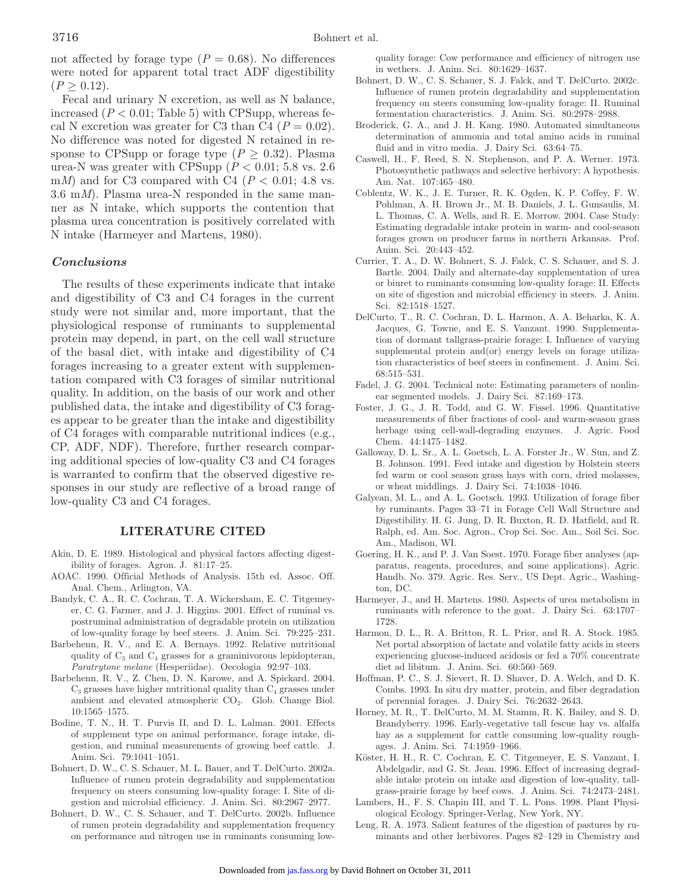not affected by forage type ($P = 0.68$). No differences were noted for apparent total tract ADF digestibility ($P \geq 0.12$).

Fecal and urinary N excretion, as well as N balance, increased ($P < 0.01$; Table 5) with CPSupp, whereas fecal N excretion was greater for C3 than C4 ($P = 0.02$). No difference was noted for digested N retained in response to CPSupp or forage type ($P \geq 0.32$). Plasma urea-N was greater with CPSupp ($P < 0.01$; 5.8 vs. 2.6 m$M$) and for C3 compared with C4 ($P < 0.01$; 4.8 vs. 3.6 m$M$). Plasma urea-N responded in the same manner as N intake, which supports the contention that plasma urea concentration is positively correlated with N intake (Harmeyer and Martens, 1980).

### *Conclusions*

The results of these experiments indicate that intake and digestibility of C3 and C4 forages in the current study were not similar and, more important, that the physiological response of ruminants to supplemental protein may depend, in part, on the cell wall structure of the basal diet, with intake and digestibility of C4 forages increasing to a greater extent with supplementation compared with C3 forages of similar nutritional quality. In addition, on the basis of our work and other published data, the intake and digestibility of C3 forages appear to be greater than the intake and digestibility of C4 forages with comparable nutritional indices (e.g., CP, ADF, NDF). Therefore, further research comparing additional species of low-quality C3 and C4 forages is warranted to confirm that the observed digestive responses in our study are reflective of a broad range of low-quality C3 and C4 forages.

## LITERATURE CITED

Akin, D. E. 1989. Histological and physical factors affecting digestibility of forages. Agron. J. 81:17–25.

AOAC. 1990. Official Methods of Analysis. 15th ed. Assoc. Off. Anal. Chem., Arlington, VA.

Bandyk, C. A., R. C. Cochran, T. A. Wickersham, E. C. Titgemeyer, C. G. Farmer, and J. J. Higgins. 2001. Effect of ruminal vs. postruminal administration of degradable protein on utilization of low-quality forage by beef steers. J. Anim. Sci. 79:225–231.

Barbehenn, R. V., and E. A. Bernays. 1992. Relative nutritional quality of $C_3$ and $C_4$ grasses for a graminivorous lepidopteran, *Paratrytone melane* (Hesperiidae). Oecologia 92:97–103.

Barbehenn, R. V., Z. Chen, D. N. Karowe, and A. Spickard. 2004. $C_3$ grasses have higher nutritional quality than $C_4$ grasses under ambient and elevated atmospheric $CO_2$. Glob. Change Biol. 10:1565–1575.

Bodine, T. N., H. T. Purvis II, and D. L. Lalman. 2001. Effects of supplement type on animal performance, forage intake, digestion, and ruminal measurements of growing beef cattle. J. Anim. Sci. 79:1041–1051.

Bohnert, D. W., C. S. Schauer, M. L. Bauer, and T. DelCurto. 2002a. Influence of rumen protein degradability and supplementation frequency on steers consuming low-quality forage: I. Site of digestion and microbial efficiency. J. Anim. Sci. 80:2967–2977.

Bohnert, D. W., C. S. Schauer, and T. DelCurto. 2002b. Influence of rumen protein degradability and supplementation frequency on performance and nitrogen use in ruminants consuming low-quality forage: Cow performance and efficiency of nitrogen use in wethers. J. Anim. Sci. 80:1629–1637.

Bohnert, D. W., C. S. Schauer, S. J. Falck, and T. DelCurto. 2002c. Influence of rumen protein degradability and supplementation frequency on steers consuming low-quality forage: II. Ruminal fermentation characteristics. J. Anim. Sci. 80:2978–2988.

Broderick, G. A., and J. H. Kang. 1980. Automated simultaneous determination of ammonia and total amino acids in ruminal fluid and in vitro media. J. Dairy Sci. 63:64–75.

Caswell, H., F. Reed, S. N. Stephenson, and P. A. Werner. 1973. Photosynthetic pathways and selective herbivory: A hypothesis. Am. Nat. 107:465–480.

Coblentz, W. K., J. E. Turner, R. K. Ogden, K. P. Coffey, F. W. Pohlman, A. H. Brown Jr., M. B. Daniels, J. L. Gunsaulis, M. L. Thomas, C. A. Wells, and R. E. Morrow. 2004. Case Study: Estimating degradable intake protein in warm- and cool-season forages grown on producer farms in northern Arkansas. Prof. Anim. Sci. 20:443–452.

Currier, T. A., D. W. Bohnert, S. J. Falck, C. S. Schauer, and S. J. Bartle. 2004. Daily and alternate-day supplementation of urea or biuret to ruminants consuming low-quality forage: II. Effects on site of digestion and microbial efficiency in steers. J. Anim. Sci. 82:1518–1527.

DelCurto, T., R. C. Cochran, D. L. Harmon, A. A. Beharka, K. A. Jacques, G. Towne, and E. S. Vanzant. 1990. Supplementation of dormant tallgrass-prairie forage: I. Influence of varying supplemental protein and(or) energy levels on forage utilization characteristics of beef steers in confinement. J. Anim. Sci. 68:515–531.

Fadel, J. G. 2004. Technical note: Estimating parameters of nonlinear segmented models. J. Dairy Sci. 87:169–173.

Foster, J. G., J. R. Todd, and G. W. Fissel. 1996. Quantitative measurements of fiber fractions of cool- and warm-season grass herbage using cell-wall-degrading enzymes. J. Agric. Food Chem. 44:1475–1482.

Galloway, D. L. Sr., A. L. Goetsch, L. A. Forster Jr., W. Sun, and Z. B. Johnson. 1991. Feed intake and digestion by Holstein steers fed warm or cool season grass hays with corn, dried molasses, or wheat middlings. J. Dairy Sci. 74:1038–1046.

Galyean, M. L., and A. L. Goetsch. 1993. Utilization of forage fiber by ruminants. Pages 33–71 in Forage Cell Wall Structure and Digestibility. H. G. Jung, D. R. Buxton, R. D. Hatfield, and R. Ralph, ed. Am. Soc. Agron., Crop Sci. Soc. Am., Soil Sci. Soc. Am., Madison, WI.

Goering, H. K., and P. J. Van Soest. 1970. Forage fiber analyses (apparatus, reagents, procedures, and some applications). Agric. Handb. No. 379. Agric. Res. Serv., US Dept. Agric., Washington, DC.

Harmeyer, J., and H. Martens. 1980. Aspects of urea metabolism in ruminants with reference to the goat. J. Dairy Sci. 63:1707–1728.

Harmon, D. L., R. A. Britton, R. L. Prior, and R. A. Stock. 1985. Net portal absorption of lactate and volatile fatty acids in steers experiencing glucose-induced acidosis or fed a 70% concentrate diet ad libitum. J. Anim. Sci. 60:560–569.

Hoffman, P. C., S. J. Sievert, R. D. Shaver, D. A. Welch, and D. K. Combs. 1993. In situ dry matter, protein, and fiber degradation of perennial forages. J. Dairy Sci. 76:2632–2643.

Horney, M. R., T. DelCurto, M. M. Stamm, R. K. Bailey, and S. D. Brandyberry. 1996. Early-vegetative tall fescue hay vs. alfalfa hay as a supplement for cattle consuming low-quality roughages. J. Anim. Sci. 74:1959–1966.

Köster, H. H., R. C. Cochran, E. C. Titgemeyer, E. S. Vanzant, I. Abdelgadir, and G. St. Jean. 1996. Effect of increasing degradable intake protein on intake and digestion of low-quality, tallgrass-prairie forage by beef cows. J. Anim. Sci. 74:2473–2481.

Lambers, H., F. S. Chapin III, and T. L. Pons. 1998. Plant Physiological Ecology. Springer-Verlag, New York, NY.

Leng, R. A. 1973. Salient features of the digestion of pastures by ruminants and other herbivores. Pages 82–129 in Chemistry and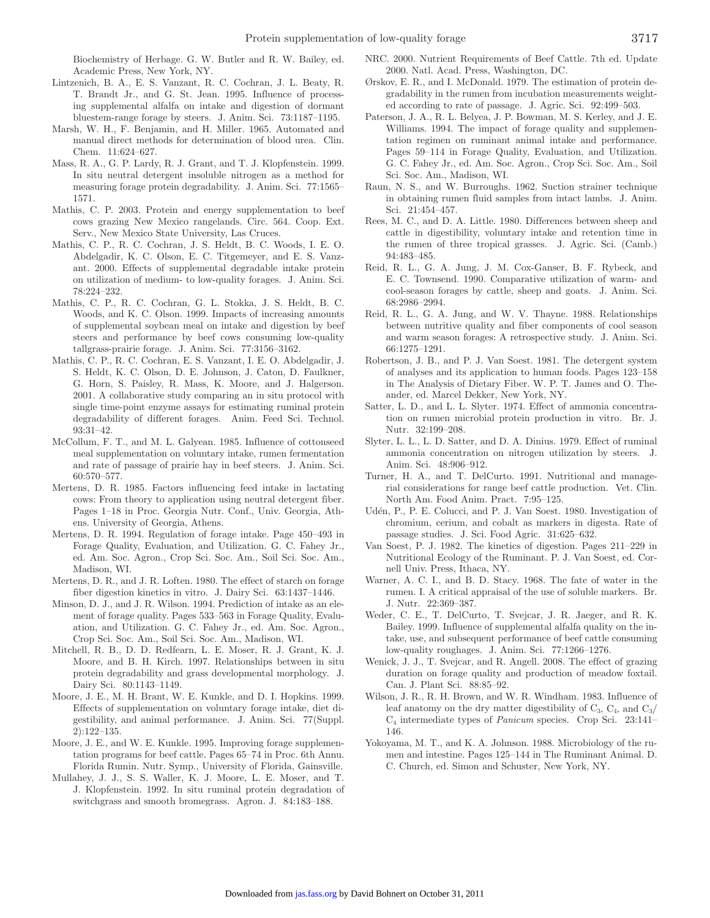Biochemistry of Herbage. G. W. Butler and R. W. Bailey, ed. Academic Press, New York, NY.

Lintzenich, B. A., E. S. Vanzant, R. C. Cochran, J. L. Beaty, R. T. Brandt Jr., and G. St. Jean. 1995. Influence of processing supplemental alfalfa on intake and digestion of dormant bluestem-range forage by steers. J. Anim. Sci. 73:1187–1195.

Marsh, W. H., F. Benjamin, and H. Miller. 1965. Automated and manual direct methods for determination of blood urea. Clin. Chem. 11:624–627.

Mass, R. A., G. P. Lardy, R. J. Grant, and T. J. Klopfenstein. 1999. In situ neutral detergent insoluble nitrogen as a method for measuring forage protein degradability. J. Anim. Sci. 77:1565–1571.

Mathis, C. P. 2003. Protein and energy supplementation to beef cows grazing New Mexico rangelands. Circ. 564. Coop. Ext. Serv., New Mexico State University, Las Cruces.

Mathis, C. P., R. C. Cochran, J. S. Heldt, B. C. Woods, I. E. O. Abdelgadir, K. C. Olson, E. C. Titgemeyer, and E. S. Vanzant. 2000. Effects of supplemental degradable intake protein on utilization of medium- to low-quality forages. J. Anim. Sci. 78:224–232.

Mathis, C. P., R. C. Cochran, G. L. Stokka, J. S. Heldt, B. C. Woods, and K. C. Olson. 1999. Impacts of increasing amounts of supplemental soybean meal on intake and digestion by beef steers and performance by beef cows consuming low-quality tallgrass-prairie forage. J. Anim. Sci. 77:3156–3162.

Mathis, C. P., R. C. Cochran, E. S. Vanzant, I. E. O. Abdelgadir, J. S. Heldt, K. C. Olson, D. E. Johnson, J. Caton, D. Faulkner, G. Horn, S. Paisley, R. Mass, K. Moore, and J. Halgerson. 2001. A collaborative study comparing an in situ protocol with single time-point enzyme assays for estimating ruminal protein degradability of different forages. Anim. Feed Sci. Technol. 93:31–42.

McCollum, F. T., and M. L. Galyean. 1985. Influence of cottonseed meal supplementation on voluntary intake, rumen fermentation and rate of passage of prairie hay in beef steers. J. Anim. Sci. 60:570–577.

Mertens, D. R. 1985. Factors influencing feed intake in lactating cows: From theory to application using neutral detergent fiber. Pages 1–18 in Proc. Georgia Nutr. Conf., Univ. Georgia, Athens. University of Georgia, Athens.

Mertens, D. R. 1994. Regulation of forage intake. Page 450–493 in Forage Quality, Evaluation, and Utilization. G. C. Fahey Jr., ed. Am. Soc. Agron., Crop Sci. Soc. Am., Soil Sci. Soc. Am., Madison, WI.

Mertens, D. R., and J. R. Loften. 1980. The effect of starch on forage fiber digestion kinetics in vitro. J. Dairy Sci. 63:1437–1446.

Minson, D. J., and J. R. Wilson. 1994. Prediction of intake as an element of forage quality. Pages 533–563 in Forage Quality, Evaluation, and Utilization. G. C. Fahey Jr., ed. Am. Soc. Agron., Crop Sci. Soc. Am., Soil Sci. Soc. Am., Madison, WI.

Mitchell, R. B., D. D. Redfearn, L. E. Moser, R. J. Grant, K. J. Moore, and B. H. Kirch. 1997. Relationships between in situ protein degradability and grass developmental morphology. J. Dairy Sci. 80:1143–1149.

Moore, J. E., M. H. Brant, W. E. Kunkle, and D. I. Hopkins. 1999. Effects of supplementation on voluntary forage intake, diet digestibility, and animal performance. J. Anim. Sci. 77(Suppl. 2):122–135.

Moore, J. E., and W. E. Kunkle. 1995. Improving forage supplementation programs for beef cattle. Pages 65–74 in Proc. 6th Annu. Florida Rumin. Nutr. Symp., University of Florida, Gainsville.

Mullahey, J. J., S. S. Waller, K. J. Moore, L. E. Moser, and T. J. Klopfenstein. 1992. In situ ruminal protein degradation of switchgrass and smooth bromegrass. Agron. J. 84:183–188.

NRC. 2000. Nutrient Requirements of Beef Cattle. 7th ed. Update 2000. Natl. Acad. Press, Washington, DC.

Ørskov, E. R., and I. McDonald. 1979. The estimation of protein degradability in the rumen from incubation measurements weighted according to rate of passage. J. Agric. Sci. 92:499–503.

Paterson, J. A., R. L. Belyea, J. P. Bowman, M. S. Kerley, and J. E. Williams. 1994. The impact of forage quality and supplementation regimen on ruminant animal intake and performance. Pages 59–114 in Forage Quality, Evaluation, and Utilization. G. C. Fahey Jr., ed. Am. Soc. Agron., Crop Sci. Soc. Am., Soil Sci. Soc. Am., Madison, WI.

Raun, N. S., and W. Burroughs. 1962. Suction strainer technique in obtaining rumen fluid samples from intact lambs. J. Anim. Sci. 21:454–457.

Rees, M. C., and D. A. Little. 1980. Differences between sheep and cattle in digestibility, voluntary intake and retention time in the rumen of three tropical grasses. J. Agric. Sci. (Camb.) 94:483–485.

Reid, R. L., G. A. Jung, J. M. Cox-Ganser, B. F. Rybeck, and E. C. Townsend. 1990. Comparative utilization of warm- and cool-season forages by cattle, sheep and goats. J. Anim. Sci. 68:2986–2994.

Reid, R. L., G. A. Jung, and W. V. Thayne. 1988. Relationships between nutritive quality and fiber components of cool season and warm season forages: A retrospective study. J. Anim. Sci. 66:1275–1291.

Robertson, J. B., and P. J. Van Soest. 1981. The detergent system of analyses and its application to human foods. Pages 123–158 in The Analysis of Dietary Fiber. W. P. T. James and O. Theander, ed. Marcel Dekker, New York, NY.

Satter, L. D., and L. L. Slyter. 1974. Effect of ammonia concentration on rumen microbial protein production in vitro. Br. J. Nutr. 32:199–208.

Slyter, L. L., L. D. Satter, and D. A. Dinius. 1979. Effect of ruminal ammonia concentration on nitrogen utilization by steers. J. Anim. Sci. 48:906–912.

Turner, H. A., and T. DelCurto. 1991. Nutritional and managerial considerations for range beef cattle production. Vet. Clin. North Am. Food Anim. Pract. 7:95–125.

Udén, P., P. E. Colucci, and P. J. Van Soest. 1980. Investigation of chromium, cerium, and cobalt as markers in digesta. Rate of passage studies. J. Sci. Food Agric. 31:625–632.

Van Soest, P. J. 1982. The kinetics of digestion. Pages 211–229 in Nutritional Ecology of the Ruminant. P. J. Van Soest, ed. Cornell Univ. Press, Ithaca, NY.

Warner, A. C. I., and B. D. Stacy. 1968. The fate of water in the rumen. I. A critical appraisal of the use of soluble markers. Br. J. Nutr. 22:369–387.

Weder, C. E., T. DelCurto, T. Svejcar, J. R. Jaeger, and R. K. Bailey. 1999. Influence of supplemental alfalfa quality on the intake, use, and subsequent performance of beef cattle consuming low-quality roughages. J. Anim. Sci. 77:1266–1276.

Wenick, J. J., T. Svejcar, and R. Angell. 2008. The effect of grazing duration on forage quality and production of meadow foxtail. Can. J. Plant Sci. 88:85–92.

Wilson, J. R., R. H. Brown, and W. R. Windham. 1983. Influence of leaf anatomy on the dry matter digestibility of $C_3$, $C_4$, and $C_3$/$C_4$ intermediate types of *Panicum* species. Crop Sci. 23:141–146.

Yokoyama, M. T., and K. A. Johnson. 1988. Microbiology of the rumen and intestine. Pages 125–144 in The Ruminant Animal. D. C. Church, ed. Simon and Schuster, New York, NY.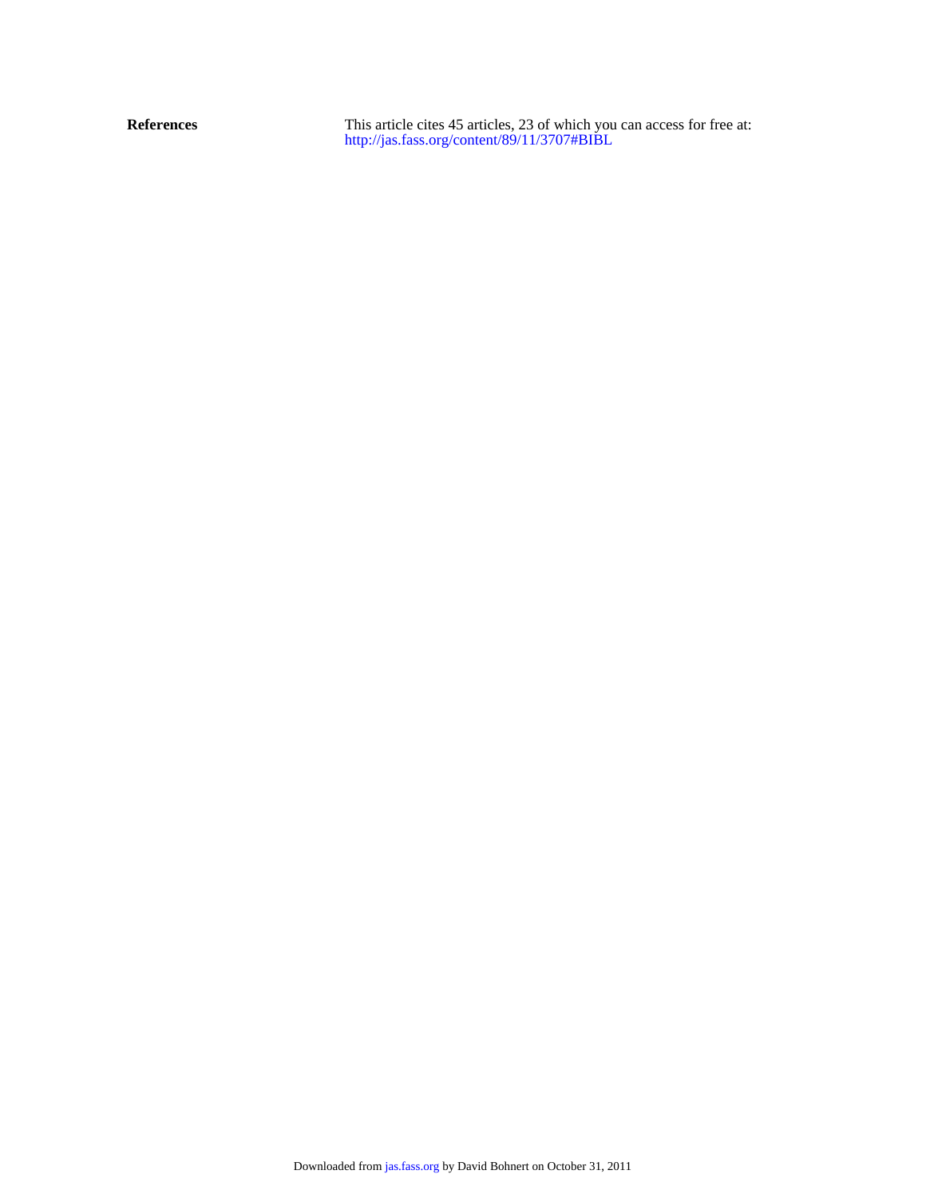**References** This article cites 45 articles, 23 of which you can access for free at: http://jas.fass.org/content/89/11/3707#BIBL